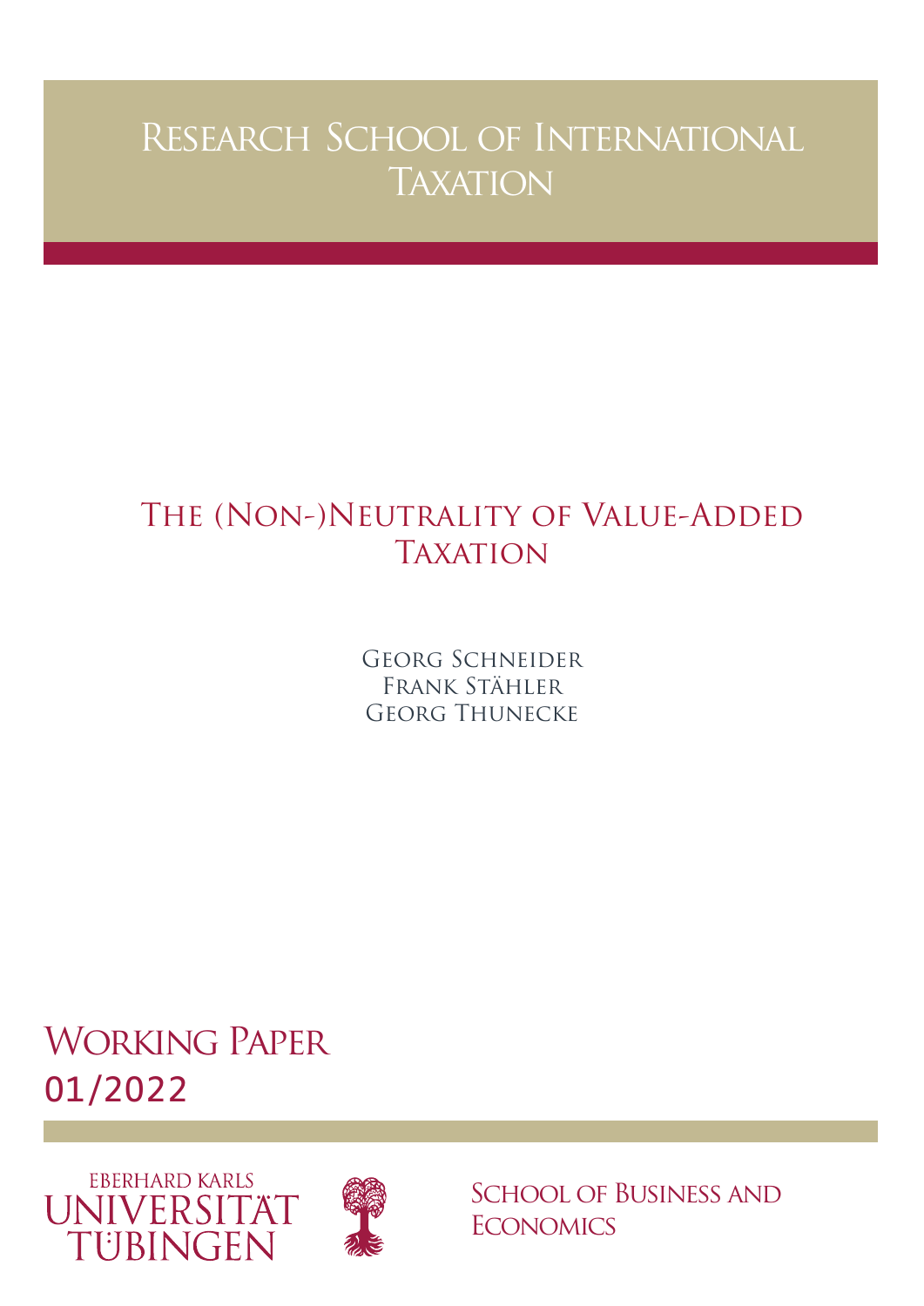Research School of International Taxation

# The (Non-)Neutrality of Value-Added Taxation

Georg Schneider
Frank Stähler
Georg Thunecke

Working Paper
01/2022

Eberhard Karls
Universität
Tübingen

School of Business and Economics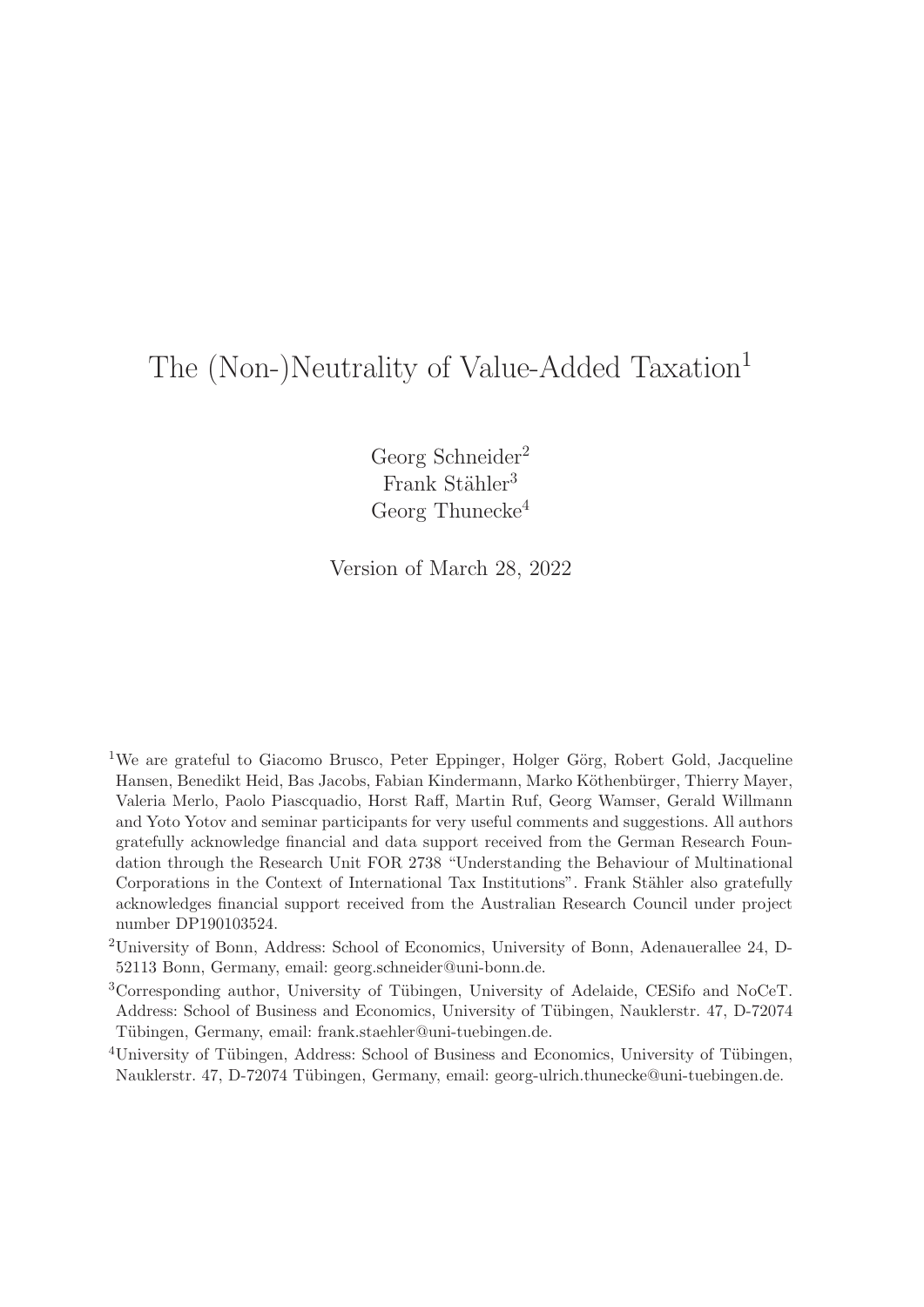# The (Non-)Neutrality of Value-Added Taxation[1]

Georg Schneider[2]
Frank Stähler[3]
Georg Thunecke[4]

Version of March 28, 2022

[1]We are grateful to Giacomo Brusco, Peter Eppinger, Holger Görg, Robert Gold, Jacqueline Hansen, Benedikt Heid, Bas Jacobs, Fabian Kindermann, Marko Köthenbürger, Thierry Mayer, Valeria Merlo, Paolo Piascquadio, Horst Raff, Martin Ruf, Georg Wamser, Gerald Willmann and Yoto Yotov and seminar participants for very useful comments and suggestions. All authors gratefully acknowledge financial and data support received from the German Research Foundation through the Research Unit FOR 2738 "Understanding the Behaviour of Multinational Corporations in the Context of International Tax Institutions". Frank Stähler also gratefully acknowledges financial support received from the Australian Research Council under project number DP190103524.

[2]University of Bonn, Address: School of Economics, University of Bonn, Adenauerallee 24, D-52113 Bonn, Germany, email: georg.schneider@uni-bonn.de.

[3]Corresponding author, University of Tübingen, University of Adelaide, CESifo and NoCeT. Address: School of Business and Economics, University of Tübingen, Nauklerstr. 47, D-72074 Tübingen, Germany, email: frank.staehler@uni-tuebingen.de.

[4]University of Tübingen, Address: School of Business and Economics, University of Tübingen, Nauklerstr. 47, D-72074 Tübingen, Germany, email: georg-ulrich.thunecke@uni-tuebingen.de.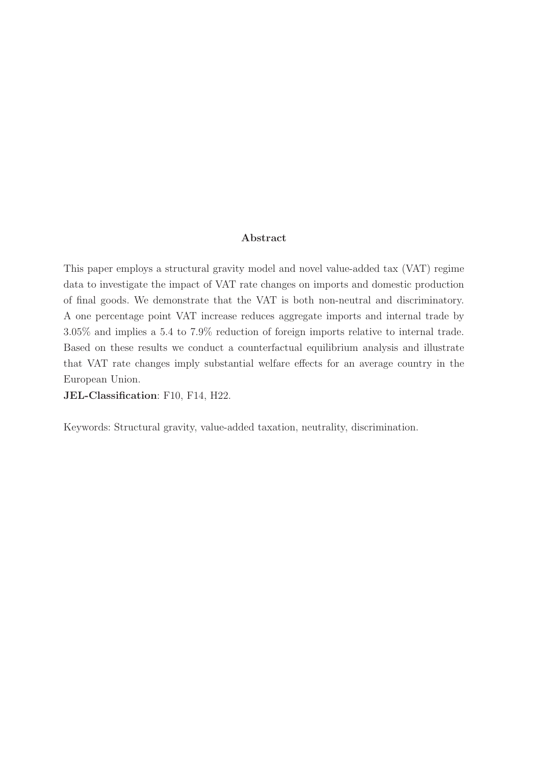### Abstract

This paper employs a structural gravity model and novel value-added tax (VAT) regime data to investigate the impact of VAT rate changes on imports and domestic production of final goods. We demonstrate that the VAT is both non-neutral and discriminatory. A one percentage point VAT increase reduces aggregate imports and internal trade by 3.05% and implies a 5.4 to 7.9% reduction of foreign imports relative to internal trade. Based on these results we conduct a counterfactual equilibrium analysis and illustrate that VAT rate changes imply substantial welfare effects for an average country in the European Union.

**JEL-Classification**: F10, F14, H22.

Keywords: Structural gravity, value-added taxation, neutrality, discrimination.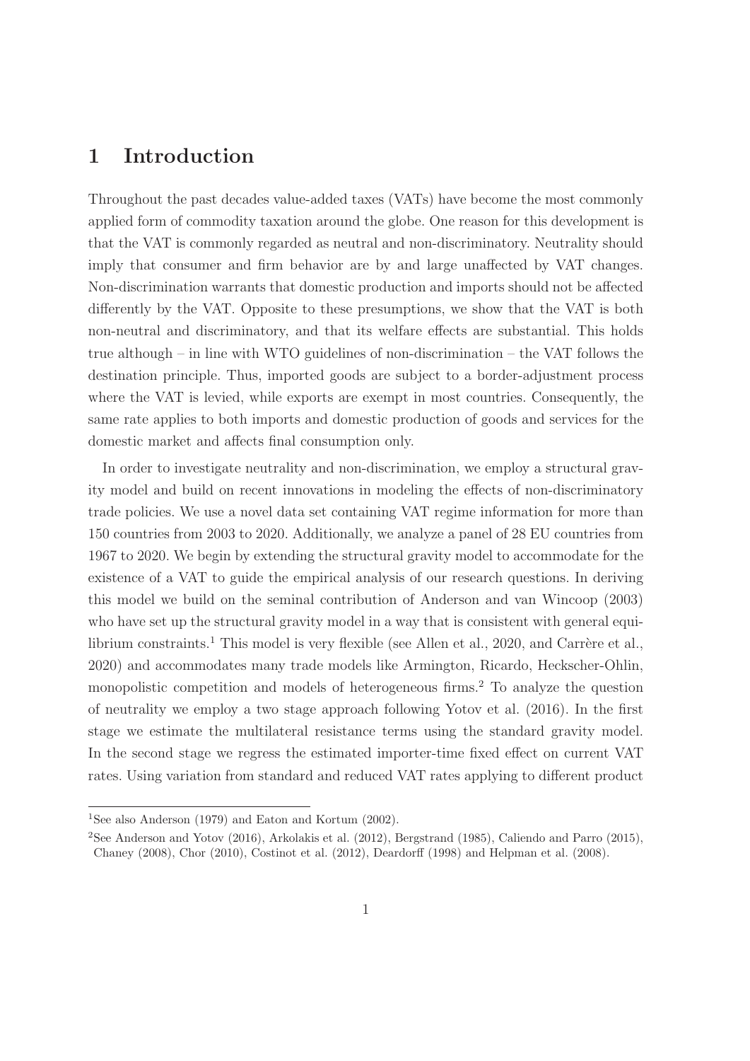# 1 Introduction

Throughout the past decades value-added taxes (VATs) have become the most commonly applied form of commodity taxation around the globe. One reason for this development is that the VAT is commonly regarded as neutral and non-discriminatory. Neutrality should imply that consumer and firm behavior are by and large unaffected by VAT changes. Non-discrimination warrants that domestic production and imports should not be affected differently by the VAT. Opposite to these presumptions, we show that the VAT is both non-neutral and discriminatory, and that its welfare effects are substantial. This holds true although – in line with WTO guidelines of non-discrimination – the VAT follows the destination principle. Thus, imported goods are subject to a border-adjustment process where the VAT is levied, while exports are exempt in most countries. Consequently, the same rate applies to both imports and domestic production of goods and services for the domestic market and affects final consumption only.

In order to investigate neutrality and non-discrimination, we employ a structural gravity model and build on recent innovations in modeling the effects of non-discriminatory trade policies. We use a novel data set containing VAT regime information for more than 150 countries from 2003 to 2020. Additionally, we analyze a panel of 28 EU countries from 1967 to 2020. We begin by extending the structural gravity model to accommodate for the existence of a VAT to guide the empirical analysis of our research questions. In deriving this model we build on the seminal contribution of Anderson and van Wincoop (2003) who have set up the structural gravity model in a way that is consistent with general equilibrium constraints.[1] This model is very flexible (see Allen et al., 2020, and Carrère et al., 2020) and accommodates many trade models like Armington, Ricardo, Heckscher-Ohlin, monopolistic competition and models of heterogeneous firms.[2] To analyze the question of neutrality we employ a two stage approach following Yotov et al. (2016). In the first stage we estimate the multilateral resistance terms using the standard gravity model. In the second stage we regress the estimated importer-time fixed effect on current VAT rates. Using variation from standard and reduced VAT rates applying to different product

[1]See also Anderson (1979) and Eaton and Kortum (2002).

[2]See Anderson and Yotov (2016), Arkolakis et al. (2012), Bergstrand (1985), Caliendo and Parro (2015), Chaney (2008), Chor (2010), Costinot et al. (2012), Deardorff (1998) and Helpman et al. (2008).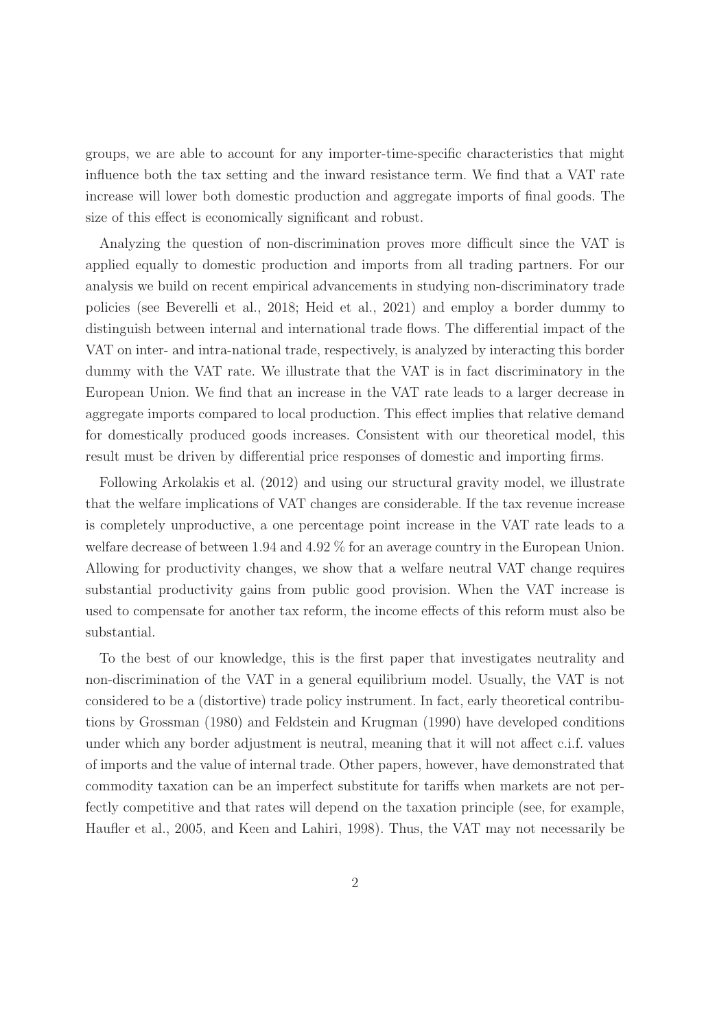groups, we are able to account for any importer-time-specific characteristics that might influence both the tax setting and the inward resistance term. We find that a VAT rate increase will lower both domestic production and aggregate imports of final goods. The size of this effect is economically significant and robust.

Analyzing the question of non-discrimination proves more difficult since the VAT is applied equally to domestic production and imports from all trading partners. For our analysis we build on recent empirical advancements in studying non-discriminatory trade policies (see Beverelli et al., 2018; Heid et al., 2021) and employ a border dummy to distinguish between internal and international trade flows. The differential impact of the VAT on inter- and intra-national trade, respectively, is analyzed by interacting this border dummy with the VAT rate. We illustrate that the VAT is in fact discriminatory in the European Union. We find that an increase in the VAT rate leads to a larger decrease in aggregate imports compared to local production. This effect implies that relative demand for domestically produced goods increases. Consistent with our theoretical model, this result must be driven by differential price responses of domestic and importing firms.

Following Arkolakis et al. (2012) and using our structural gravity model, we illustrate that the welfare implications of VAT changes are considerable. If the tax revenue increase is completely unproductive, a one percentage point increase in the VAT rate leads to a welfare decrease of between 1.94 and 4.92 % for an average country in the European Union. Allowing for productivity changes, we show that a welfare neutral VAT change requires substantial productivity gains from public good provision. When the VAT increase is used to compensate for another tax reform, the income effects of this reform must also be substantial.

To the best of our knowledge, this is the first paper that investigates neutrality and non-discrimination of the VAT in a general equilibrium model. Usually, the VAT is not considered to be a (distortive) trade policy instrument. In fact, early theoretical contributions by Grossman (1980) and Feldstein and Krugman (1990) have developed conditions under which any border adjustment is neutral, meaning that it will not affect c.i.f. values of imports and the value of internal trade. Other papers, however, have demonstrated that commodity taxation can be an imperfect substitute for tariffs when markets are not perfectly competitive and that rates will depend on the taxation principle (see, for example, Haufler et al., 2005, and Keen and Lahiri, 1998). Thus, the VAT may not necessarily be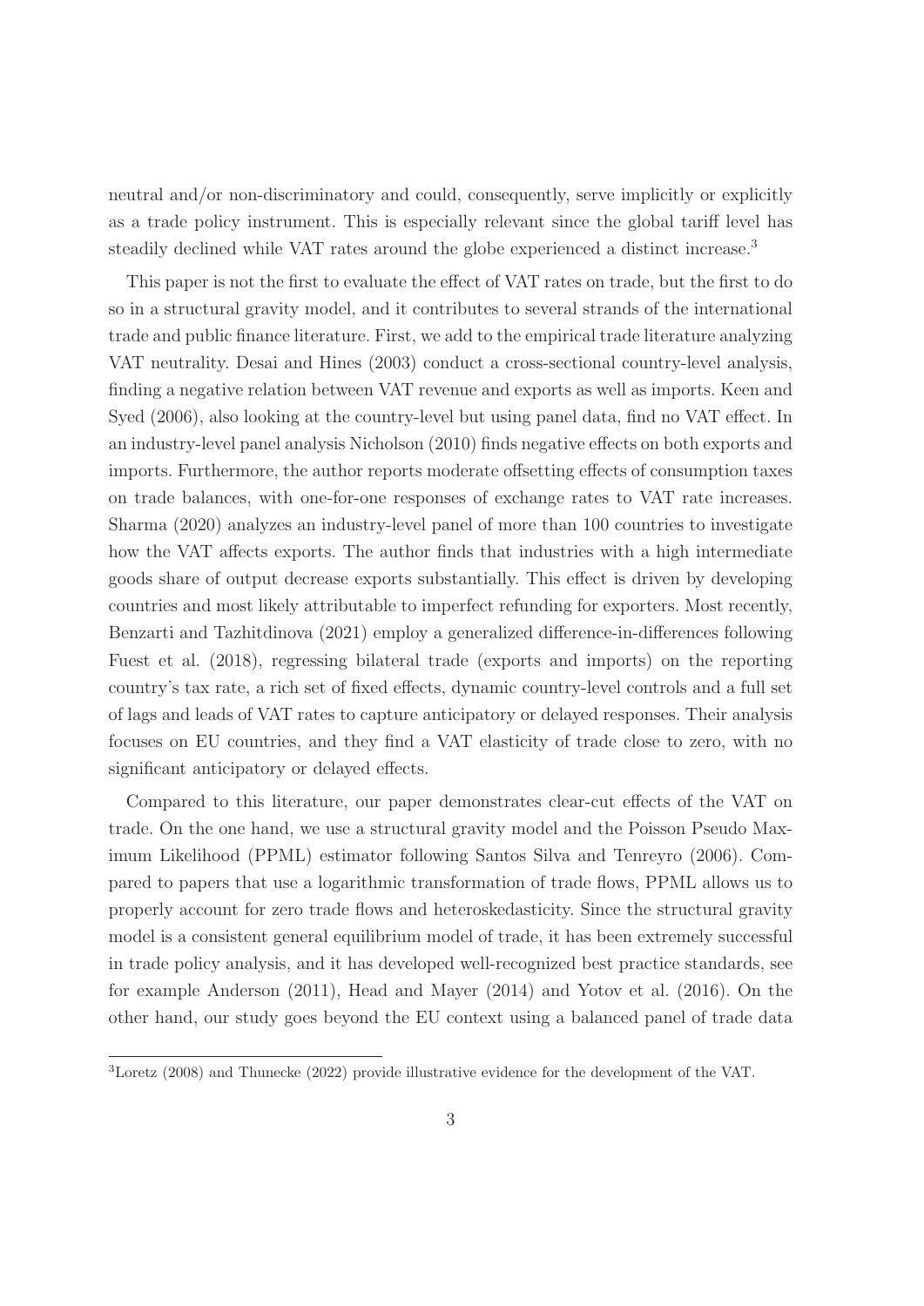neutral and/or non-discriminatory and could, consequently, serve implicitly or explicitly as a trade policy instrument. This is especially relevant since the global tariff level has steadily declined while VAT rates around the globe experienced a distinct increase.[3]

This paper is not the first to evaluate the effect of VAT rates on trade, but the first to do so in a structural gravity model, and it contributes to several strands of the international trade and public finance literature. First, we add to the empirical trade literature analyzing VAT neutrality. Desai and Hines (2003) conduct a cross-sectional country-level analysis, finding a negative relation between VAT revenue and exports as well as imports. Keen and Syed (2006), also looking at the country-level but using panel data, find no VAT effect. In an industry-level panel analysis Nicholson (2010) finds negative effects on both exports and imports. Furthermore, the author reports moderate offsetting effects of consumption taxes on trade balances, with one-for-one responses of exchange rates to VAT rate increases. Sharma (2020) analyzes an industry-level panel of more than 100 countries to investigate how the VAT affects exports. The author finds that industries with a high intermediate goods share of output decrease exports substantially. This effect is driven by developing countries and most likely attributable to imperfect refunding for exporters. Most recently, Benzarti and Tazhitdinova (2021) employ a generalized difference-in-differences following Fuest et al. (2018), regressing bilateral trade (exports and imports) on the reporting country's tax rate, a rich set of fixed effects, dynamic country-level controls and a full set of lags and leads of VAT rates to capture anticipatory or delayed responses. Their analysis focuses on EU countries, and they find a VAT elasticity of trade close to zero, with no significant anticipatory or delayed effects.

Compared to this literature, our paper demonstrates clear-cut effects of the VAT on trade. On the one hand, we use a structural gravity model and the Poisson Pseudo Maximum Likelihood (PPML) estimator following Santos Silva and Tenreyro (2006). Compared to papers that use a logarithmic transformation of trade flows, PPML allows us to properly account for zero trade flows and heteroskedasticity. Since the structural gravity model is a consistent general equilibrium model of trade, it has been extremely successful in trade policy analysis, and it has developed well-recognized best practice standards, see for example Anderson (2011), Head and Mayer (2014) and Yotov et al. (2016). On the other hand, our study goes beyond the EU context using a balanced panel of trade data

[3] Loretz (2008) and Thunecke (2022) provide illustrative evidence for the development of the VAT.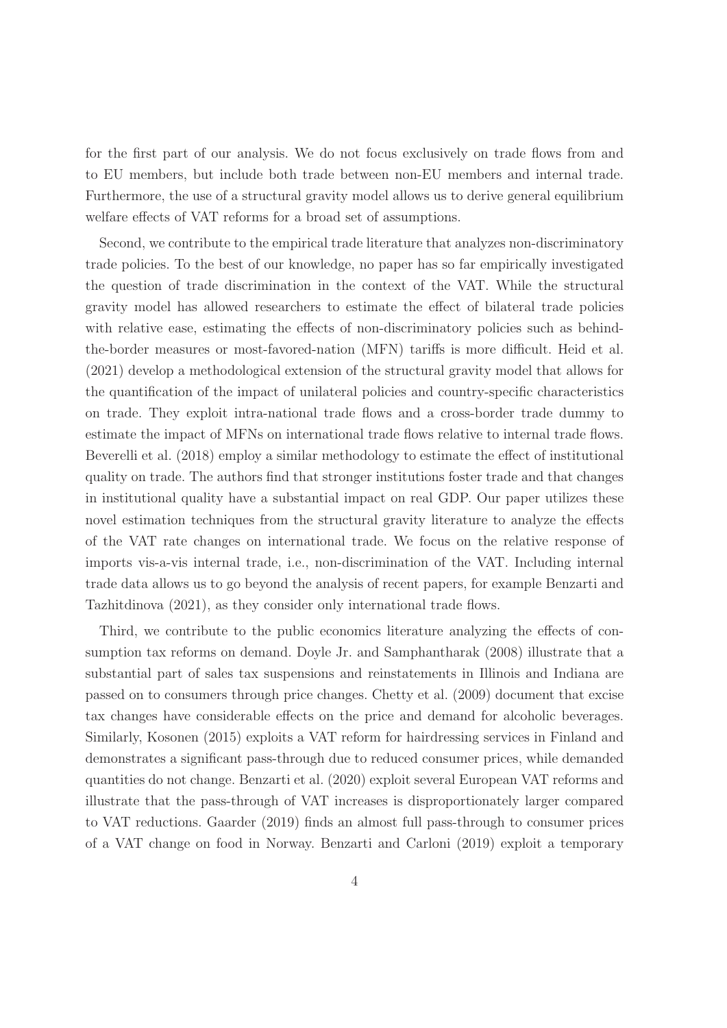for the first part of our analysis. We do not focus exclusively on trade flows from and to EU members, but include both trade between non-EU members and internal trade. Furthermore, the use of a structural gravity model allows us to derive general equilibrium welfare effects of VAT reforms for a broad set of assumptions.

Second, we contribute to the empirical trade literature that analyzes non-discriminatory trade policies. To the best of our knowledge, no paper has so far empirically investigated the question of trade discrimination in the context of the VAT. While the structural gravity model has allowed researchers to estimate the effect of bilateral trade policies with relative ease, estimating the effects of non-discriminatory policies such as behind-the-border measures or most-favored-nation (MFN) tariffs is more difficult. Heid et al. (2021) develop a methodological extension of the structural gravity model that allows for the quantification of the impact of unilateral policies and country-specific characteristics on trade. They exploit intra-national trade flows and a cross-border trade dummy to estimate the impact of MFNs on international trade flows relative to internal trade flows. Beverelli et al. (2018) employ a similar methodology to estimate the effect of institutional quality on trade. The authors find that stronger institutions foster trade and that changes in institutional quality have a substantial impact on real GDP. Our paper utilizes these novel estimation techniques from the structural gravity literature to analyze the effects of the VAT rate changes on international trade. We focus on the relative response of imports vis-a-vis internal trade, i.e., non-discrimination of the VAT. Including internal trade data allows us to go beyond the analysis of recent papers, for example Benzarti and Tazhitdinova (2021), as they consider only international trade flows.

Third, we contribute to the public economics literature analyzing the effects of consumption tax reforms on demand. Doyle Jr. and Samphantharak (2008) illustrate that a substantial part of sales tax suspensions and reinstatements in Illinois and Indiana are passed on to consumers through price changes. Chetty et al. (2009) document that excise tax changes have considerable effects on the price and demand for alcoholic beverages. Similarly, Kosonen (2015) exploits a VAT reform for hairdressing services in Finland and demonstrates a significant pass-through due to reduced consumer prices, while demanded quantities do not change. Benzarti et al. (2020) exploit several European VAT reforms and illustrate that the pass-through of VAT increases is disproportionately larger compared to VAT reductions. Gaarder (2019) finds an almost full pass-through to consumer prices of a VAT change on food in Norway. Benzarti and Carloni (2019) exploit a temporary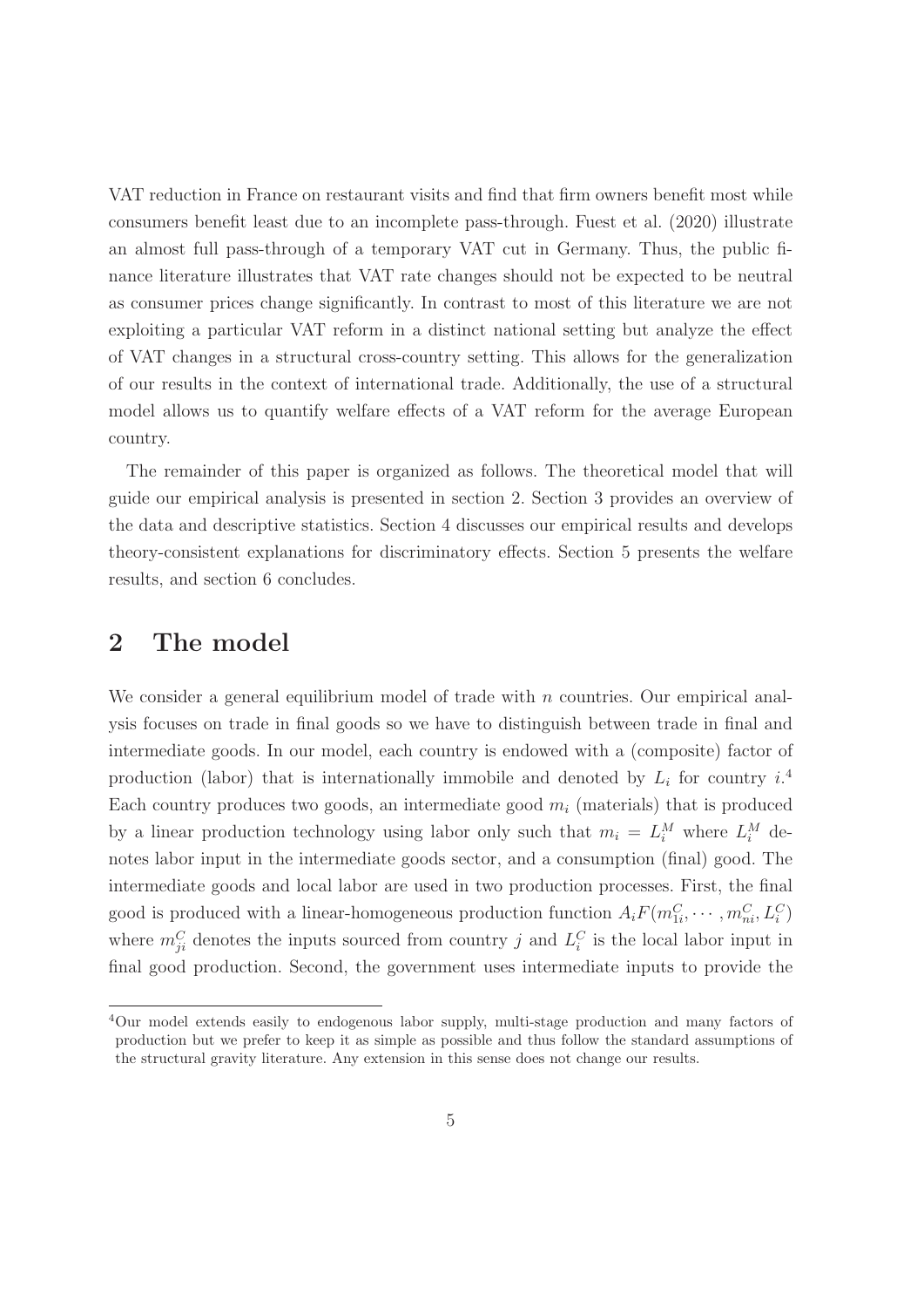VAT reduction in France on restaurant visits and find that firm owners benefit most while consumers benefit least due to an incomplete pass-through. Fuest et al. (2020) illustrate an almost full pass-through of a temporary VAT cut in Germany. Thus, the public finance literature illustrates that VAT rate changes should not be expected to be neutral as consumer prices change significantly. In contrast to most of this literature we are not exploiting a particular VAT reform in a distinct national setting but analyze the effect of VAT changes in a structural cross-country setting. This allows for the generalization of our results in the context of international trade. Additionally, the use of a structural model allows us to quantify welfare effects of a VAT reform for the average European country.

The remainder of this paper is organized as follows. The theoretical model that will guide our empirical analysis is presented in section 2. Section 3 provides an overview of the data and descriptive statistics. Section 4 discusses our empirical results and develops theory-consistent explanations for discriminatory effects. Section 5 presents the welfare results, and section 6 concludes.

## 2 The model

We consider a general equilibrium model of trade with $n$ countries. Our empirical analysis focuses on trade in final goods so we have to distinguish between trade in final and intermediate goods. In our model, each country is endowed with a (composite) factor of production (labor) that is internationally immobile and denoted by $L_i$ for country $i$.[4] Each country produces two goods, an intermediate good $m_i$ (materials) that is produced by a linear production technology using labor only such that $m_i = L_i^M$ where $L_i^M$ denotes labor input in the intermediate goods sector, and a consumption (final) good. The intermediate goods and local labor are used in two production processes. First, the final good is produced with a linear-homogeneous production function $A_i F(m_{1i}^C, \cdots, m_{ni}^C, L_i^C)$ where $m_{ji}^C$ denotes the inputs sourced from country $j$ and $L_i^C$ is the local labor input in final good production. Second, the government uses intermediate inputs to provide the

[4] Our model extends easily to endogenous labor supply, multi-stage production and many factors of production but we prefer to keep it as simple as possible and thus follow the standard assumptions of the structural gravity literature. Any extension in this sense does not change our results.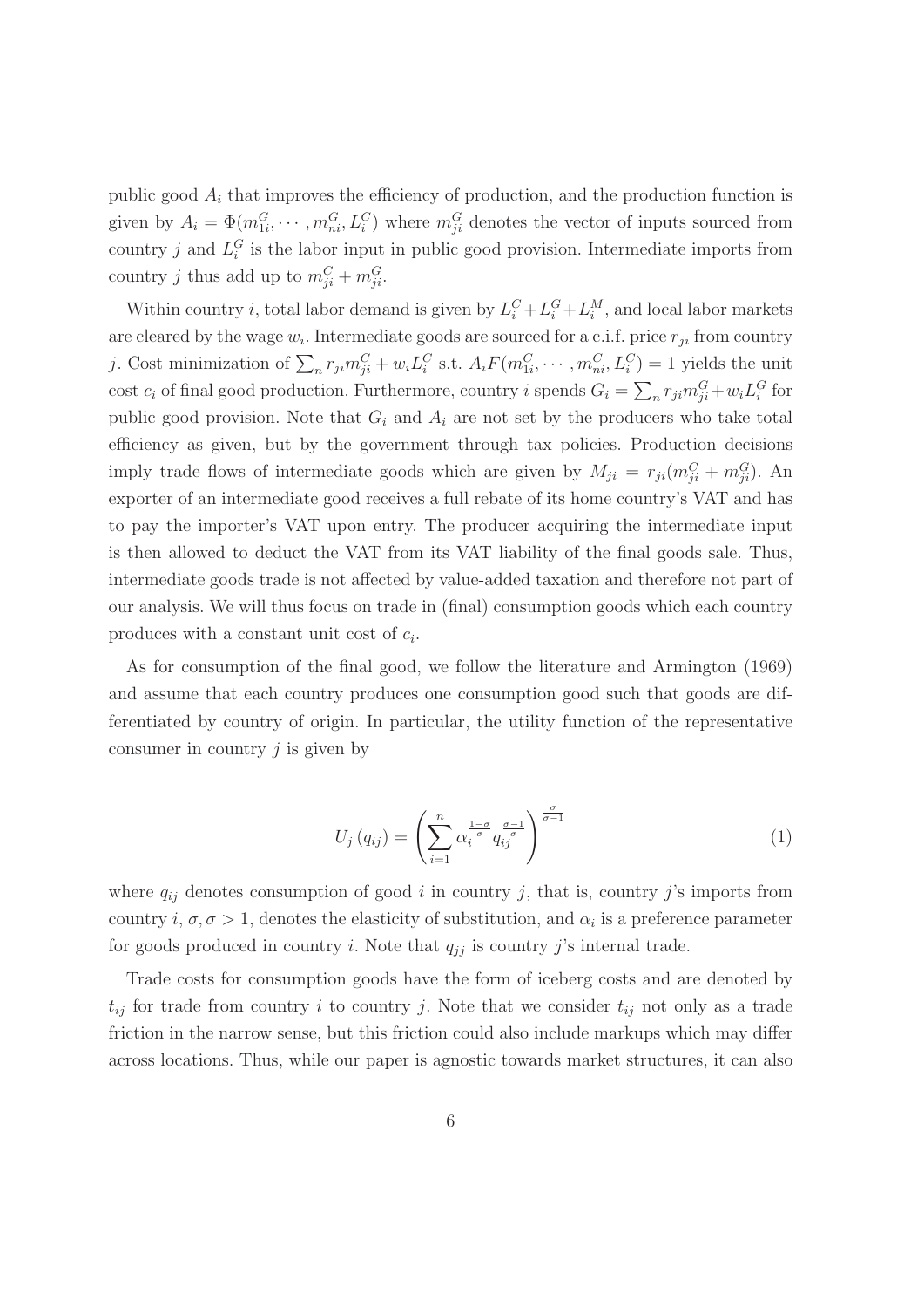public good $A_i$ that improves the efficiency of production, and the production function is given by $A_i = \Phi(m_{1i}^G, \cdots, m_{ni}^G, L_i^C)$ where $m_{ji}^G$ denotes the vector of inputs sourced from country $j$ and $L_i^G$ is the labor input in public good provision. Intermediate imports from country $j$ thus add up to $m_{ji}^C + m_{ji}^G$.

Within country $i$, total labor demand is given by $L_i^C + L_i^G + L_i^M$, and local labor markets are cleared by the wage $w_i$. Intermediate goods are sourced for a c.i.f. price $r_{ji}$ from country $j$. Cost minimization of $\sum_n r_{ji} m_{ji}^C + w_i L_i^C$ s.t. $A_i F(m_{1i}^C, \cdots, m_{ni}^C, L_i^C) = 1$ yields the unit cost $c_i$ of final good production. Furthermore, country $i$ spends $G_i = \sum_n r_{ji} m_{ji}^G + w_i L_i^G$ for public good provision. Note that $G_i$ and $A_i$ are not set by the producers who take total efficiency as given, but by the government through tax policies. Production decisions imply trade flows of intermediate goods which are given by $M_{ji} = r_{ji}(m_{ji}^C + m_{ji}^G)$. An exporter of an intermediate good receives a full rebate of its home country's VAT and has to pay the importer's VAT upon entry. The producer acquiring the intermediate input is then allowed to deduct the VAT from its VAT liability of the final goods sale. Thus, intermediate goods trade is not affected by value-added taxation and therefore not part of our analysis. We will thus focus on trade in (final) consumption goods which each country produces with a constant unit cost of $c_i$.

As for consumption of the final good, we follow the literature and Armington (1969) and assume that each country produces one consumption good such that goods are differentiated by country of origin. In particular, the utility function of the representative consumer in country $j$ is given by

$$U_j(q_{ij}) = \left( \sum_{i=1}^{n} \alpha_i^{\frac{1-\sigma}{\sigma}} q_{ij}^{\frac{\sigma-1}{\sigma}} \right)^{\frac{\sigma}{\sigma-1}} \tag{1}$$

where $q_{ij}$ denotes consumption of good $i$ in country $j$, that is, country $j$'s imports from country $i$, $\sigma, \sigma > 1$, denotes the elasticity of substitution, and $\alpha_i$ is a preference parameter for goods produced in country $i$. Note that $q_{jj}$ is country $j$'s internal trade.

Trade costs for consumption goods have the form of iceberg costs and are denoted by $t_{ij}$ for trade from country $i$ to country $j$. Note that we consider $t_{ij}$ not only as a trade friction in the narrow sense, but this friction could also include markups which may differ across locations. Thus, while our paper is agnostic towards market structures, it can also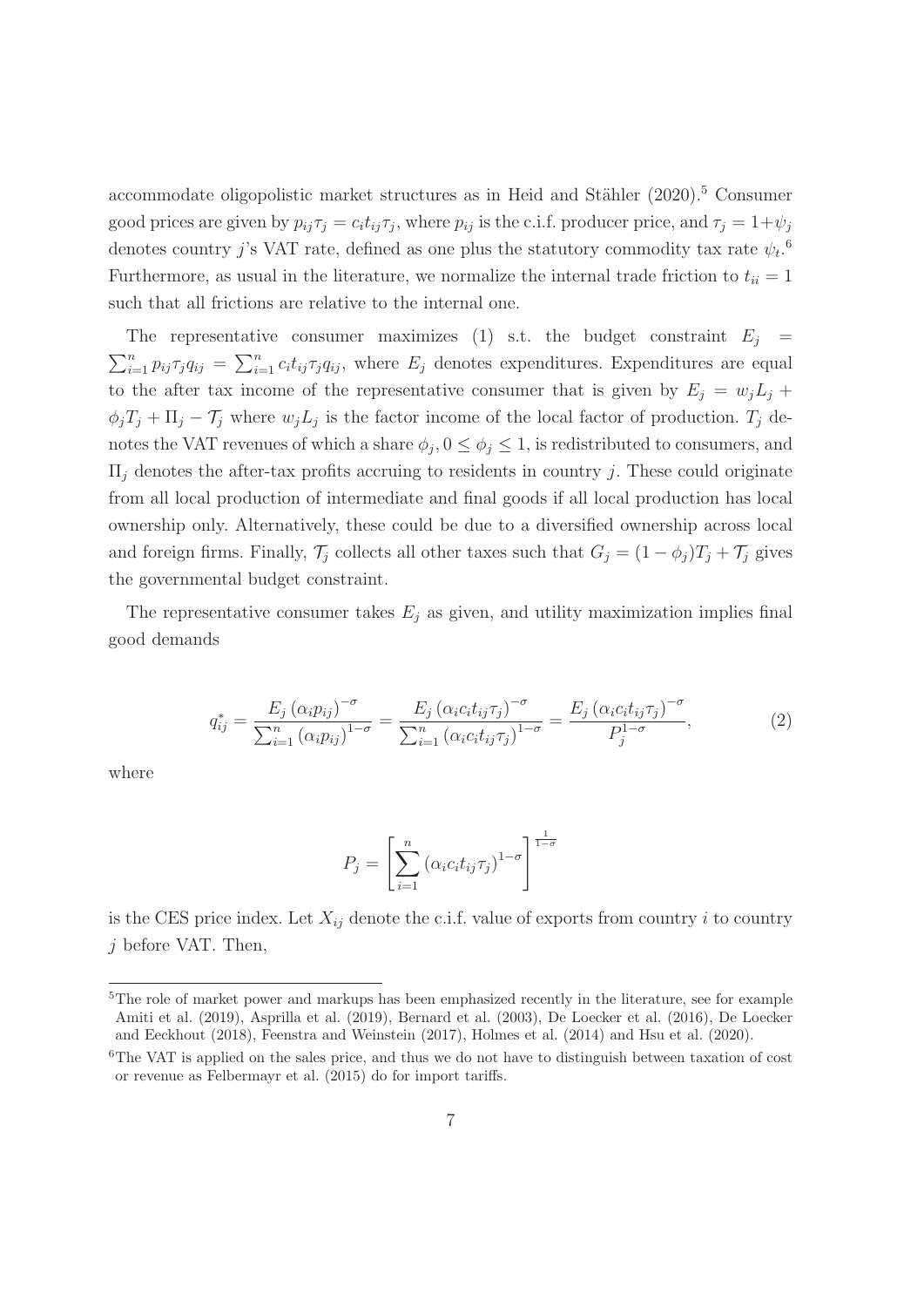accommodate oligopolistic market structures as in Heid and Stähler (2020).[5] Consumer good prices are given by $p_{ij}\tau_j = c_i t_{ij}\tau_j$, where $p_{ij}$ is the c.i.f. producer price, and $\tau_j = 1+\psi_j$ denotes country $j$'s VAT rate, defined as one plus the statutory commodity tax rate $\psi_t$.[6] Furthermore, as usual in the literature, we normalize the internal trade friction to $t_{ii} = 1$ such that all frictions are relative to the internal one.

The representative consumer maximizes (1) s.t. the budget constraint $E_j = \sum_{i=1}^{n} p_{ij}\tau_j q_{ij} = \sum_{i=1}^{n} c_i t_{ij}\tau_j q_{ij}$, where $E_j$ denotes expenditures. Expenditures are equal to the after tax income of the representative consumer that is given by $E_j = w_j L_j + \phi_j T_j + \Pi_j - \mathcal{T}_j$ where $w_j L_j$ is the factor income of the local factor of production. $T_j$ denotes the VAT revenues of which a share $\phi_j, 0 \leq \phi_j \leq 1$, is redistributed to consumers, and $\Pi_j$ denotes the after-tax profits accruing to residents in country $j$. These could originate from all local production of intermediate and final goods if all local production has local ownership only. Alternatively, these could be due to a diversified ownership across local and foreign firms. Finally, $\mathcal{T}_j$ collects all other taxes such that $G_j = (1-\phi_j)T_j + \mathcal{T}_j$ gives the governmental budget constraint.

The representative consumer takes $E_j$ as given, and utility maximization implies final good demands

$$q_{ij}^{*} = \frac{E_j \left(\alpha_i p_{ij}\right)^{-\sigma}}{\sum_{i=1}^{n} \left(\alpha_i p_{ij}\right)^{1-\sigma}} = \frac{E_j \left(\alpha_i c_i t_{ij}\tau_j\right)^{-\sigma}}{\sum_{i=1}^{n} \left(\alpha_i c_i t_{ij}\tau_j\right)^{1-\sigma}} = \frac{E_j \left(\alpha_i c_i t_{ij}\tau_j\right)^{-\sigma}}{P_j^{1-\sigma}}, \tag{2}$$

where

$$P_j = \left[\sum_{i=1}^{n} \left(\alpha_i c_i t_{ij}\tau_j\right)^{1-\sigma}\right]^{\frac{1}{1-\sigma}}$$

is the CES price index. Let $X_{ij}$ denote the c.i.f. value of exports from country $i$ to country $j$ before VAT. Then,

[5] The role of market power and markups has been emphasized recently in the literature, see for example Amiti et al. (2019), Asprilla et al. (2019), Bernard et al. (2003), De Loecker et al. (2016), De Loecker and Eeckhout (2018), Feenstra and Weinstein (2017), Holmes et al. (2014) and Hsu et al. (2020).

[6] The VAT is applied on the sales price, and thus we do not have to distinguish between taxation of cost or revenue as Felbermayr et al. (2015) do for import tariffs.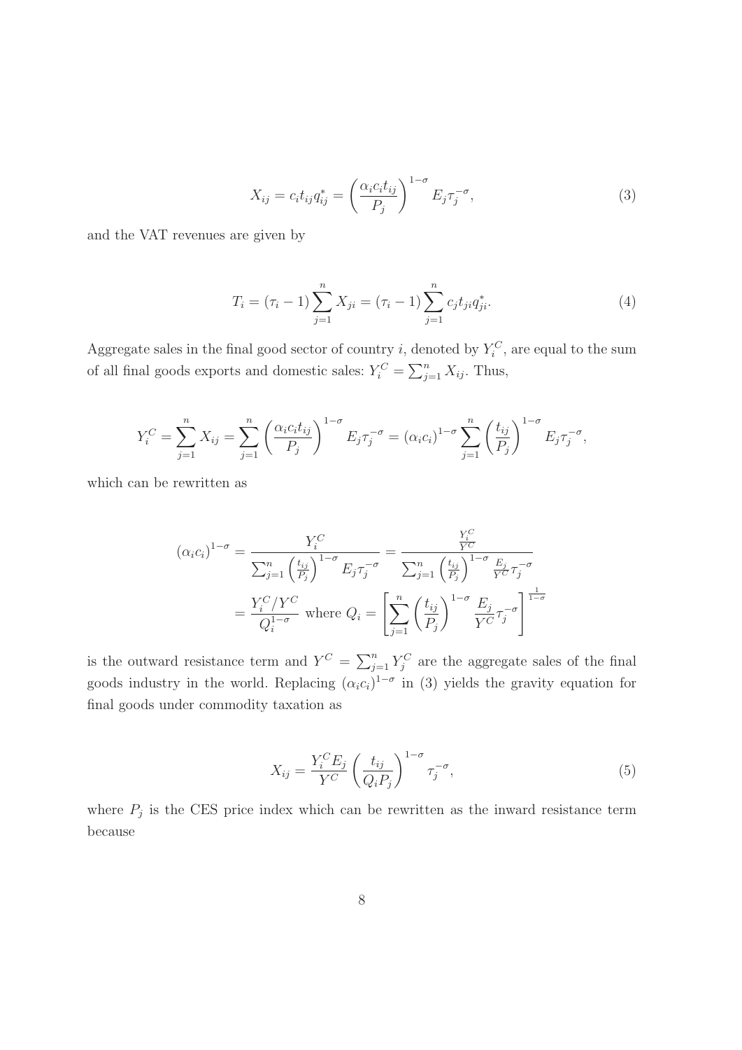$$X_{ij} = c_i t_{ij} q_{ij}^* = \left(\frac{\alpha_i c_i t_{ij}}{P_j}\right)^{1-\sigma} E_j \tau_j^{-\sigma}, \tag{3}$$

and the VAT revenues are given by

$$T_i = (\tau_i - 1) \sum_{j=1}^{n} X_{ji} = (\tau_i - 1) \sum_{j=1}^{n} c_j t_{ji} q_{ji}^*. \tag{4}$$

Aggregate sales in the final good sector of country $i$, denoted by $Y_i^C$, are equal to the sum of all final goods exports and domestic sales: $Y_i^C = \sum_{j=1}^{n} X_{ij}$. Thus,

$$Y_i^C = \sum_{j=1}^{n} X_{ij} = \sum_{j=1}^{n} \left(\frac{\alpha_i c_i t_{ij}}{P_j}\right)^{1-\sigma} E_j \tau_j^{-\sigma} = (\alpha_i c_i)^{1-\sigma} \sum_{j=1}^{n} \left(\frac{t_{ij}}{P_j}\right)^{1-\sigma} E_j \tau_j^{-\sigma},$$

which can be rewritten as

$$\begin{aligned}
(\alpha_i c_i)^{1-\sigma} &= \frac{Y_i^C}{\sum_{j=1}^{n} \left(\frac{t_{ij}}{P_j}\right)^{1-\sigma} E_j \tau_j^{-\sigma}} = \frac{\frac{Y_i^C}{Y^C}}{\sum_{j=1}^{n} \left(\frac{t_{ij}}{P_j}\right)^{1-\sigma} \frac{E_j}{Y^C} \tau_j^{-\sigma}} \\
&= \frac{Y_i^C / Y^C}{Q_i^{1-\sigma}} \text{ where } Q_i = \left[\sum_{j=1}^{n} \left(\frac{t_{ij}}{P_j}\right)^{1-\sigma} \frac{E_j}{Y^C} \tau_j^{-\sigma}\right]^{\frac{1}{1-\sigma}}
\end{aligned}$$

is the outward resistance term and $Y^C = \sum_{j=1}^{n} Y_j^C$ are the aggregate sales of the final goods industry in the world. Replacing $(\alpha_i c_i)^{1-\sigma}$ in (3) yields the gravity equation for final goods under commodity taxation as

$$X_{ij} = \frac{Y_i^C E_j}{Y^C} \left(\frac{t_{ij}}{Q_i P_j}\right)^{1-\sigma} \tau_j^{-\sigma}, \tag{5}$$

where $P_j$ is the CES price index which can be rewritten as the inward resistance term because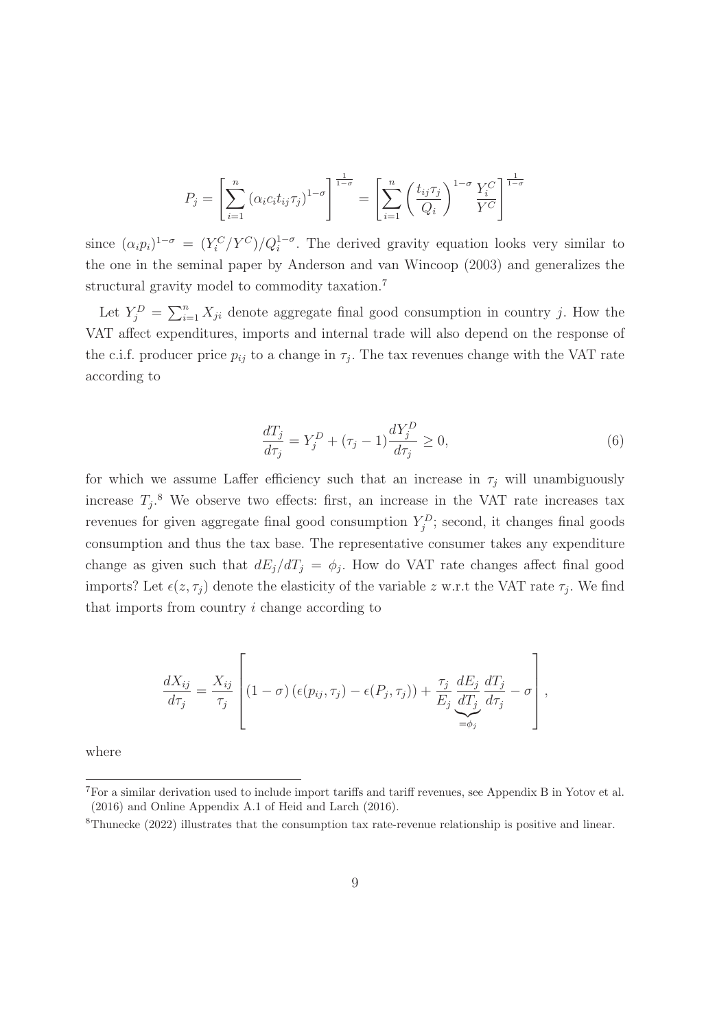$$P_j = \left[ \sum_{i=1}^{n} \left( \alpha_i c_i t_{ij} \tau_j \right)^{1-\sigma} \right]^{\frac{1}{1-\sigma}} = \left[ \sum_{i=1}^{n} \left( \frac{t_{ij} \tau_j}{Q_i} \right)^{1-\sigma} \frac{Y_i^C}{Y^C} \right]^{\frac{1}{1-\sigma}}$$

since $(\alpha_i p_i)^{1-\sigma} = (Y_i^C / Y^C)/Q_i^{1-\sigma}$. The derived gravity equation looks very similar to the one in the seminal paper by Anderson and van Wincoop (2003) and generalizes the structural gravity model to commodity taxation.[7]

Let $Y_j^D = \sum_{i=1}^{n} X_{ji}$ denote aggregate final good consumption in country $j$. How the VAT affect expenditures, imports and internal trade will also depend on the response of the c.i.f. producer price $p_{ij}$ to a change in $\tau_j$. The tax revenues change with the VAT rate according to

$$\frac{dT_j}{d\tau_j} = Y_j^D + (\tau_j - 1) \frac{dY_j^D}{d\tau_j} \geq 0, \tag{6}$$

for which we assume Laffer efficiency such that an increase in $\tau_j$ will unambiguously increase $T_j$.[8] We observe two effects: first, an increase in the VAT rate increases tax revenues for given aggregate final good consumption $Y_j^D$; second, it changes final goods consumption and thus the tax base. The representative consumer takes any expenditure change as given such that $dE_j / dT_j = \phi_j$. How do VAT rate changes affect final good imports? Let $\epsilon(z, \tau_j)$ denote the elasticity of the variable $z$ w.r.t the VAT rate $\tau_j$. We find that imports from country $i$ change according to

$$\frac{dX_{ij}}{d\tau_j} = \frac{X_{ij}}{\tau_j} \left[ (1-\sigma) \left( \epsilon(p_{ij}, \tau_j) - \epsilon(P_j, \tau_j) \right) + \frac{\tau_j}{E_j} \underbrace{\frac{dE_j}{dT_j}}_{=\phi_j} \frac{dT_j}{d\tau_j} - \sigma \right],$$

where

[7] For a similar derivation used to include import tariffs and tariff revenues, see Appendix B in Yotov et al. (2016) and Online Appendix A.1 of Heid and Larch (2016).

[8] Thunecke (2022) illustrates that the consumption tax rate-revenue relationship is positive and linear.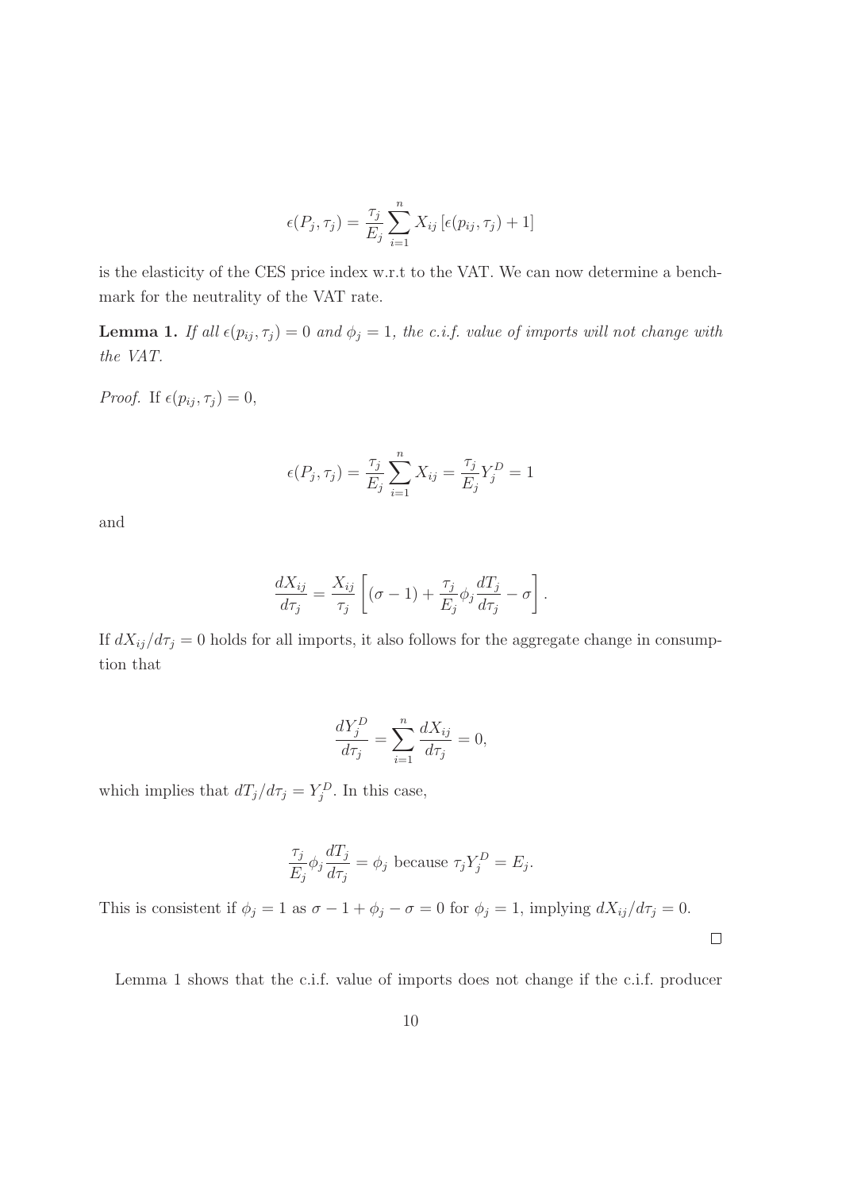$$\epsilon(P_j, \tau_j) = \frac{\tau_j}{E_j} \sum_{i=1}^{n} X_{ij} \left[ \epsilon(p_{ij}, \tau_j) + 1 \right]$$

is the elasticity of the CES price index w.r.t to the VAT. We can now determine a benchmark for the neutrality of the VAT rate.

**Lemma 1.** *If all $\epsilon(p_{ij}, \tau_j) = 0$ and $\phi_j = 1$, the c.i.f. value of imports will not change with the VAT.*

*Proof.* If $\epsilon(p_{ij}, \tau_j) = 0$,

$$\epsilon(P_j, \tau_j) = \frac{\tau_j}{E_j} \sum_{i=1}^{n} X_{ij} = \frac{\tau_j}{E_j} Y_j^D = 1$$

and

$$\frac{dX_{ij}}{d\tau_j} = \frac{X_{ij}}{\tau_j} \left[ (\sigma - 1) + \frac{\tau_j}{E_j} \phi_j \frac{dT_j}{d\tau_j} - \sigma \right].$$

If $dX_{ij}/d\tau_j = 0$ holds for all imports, it also follows for the aggregate change in consumption that

$$\frac{dY_j^D}{d\tau_j} = \sum_{i=1}^{n} \frac{dX_{ij}}{d\tau_j} = 0,$$

which implies that $dT_j/d\tau_j = Y_j^D$. In this case,

$$\frac{\tau_j}{E_j} \phi_j \frac{dT_j}{d\tau_j} = \phi_j \text{ because } \tau_j Y_j^D = E_j.$$

This is consistent if $\phi_j = 1$ as $\sigma - 1 + \phi_j - \sigma = 0$ for $\phi_j = 1$, implying $dX_{ij}/d\tau_j = 0$.

□

Lemma 1 shows that the c.i.f. value of imports does not change if the c.i.f. producer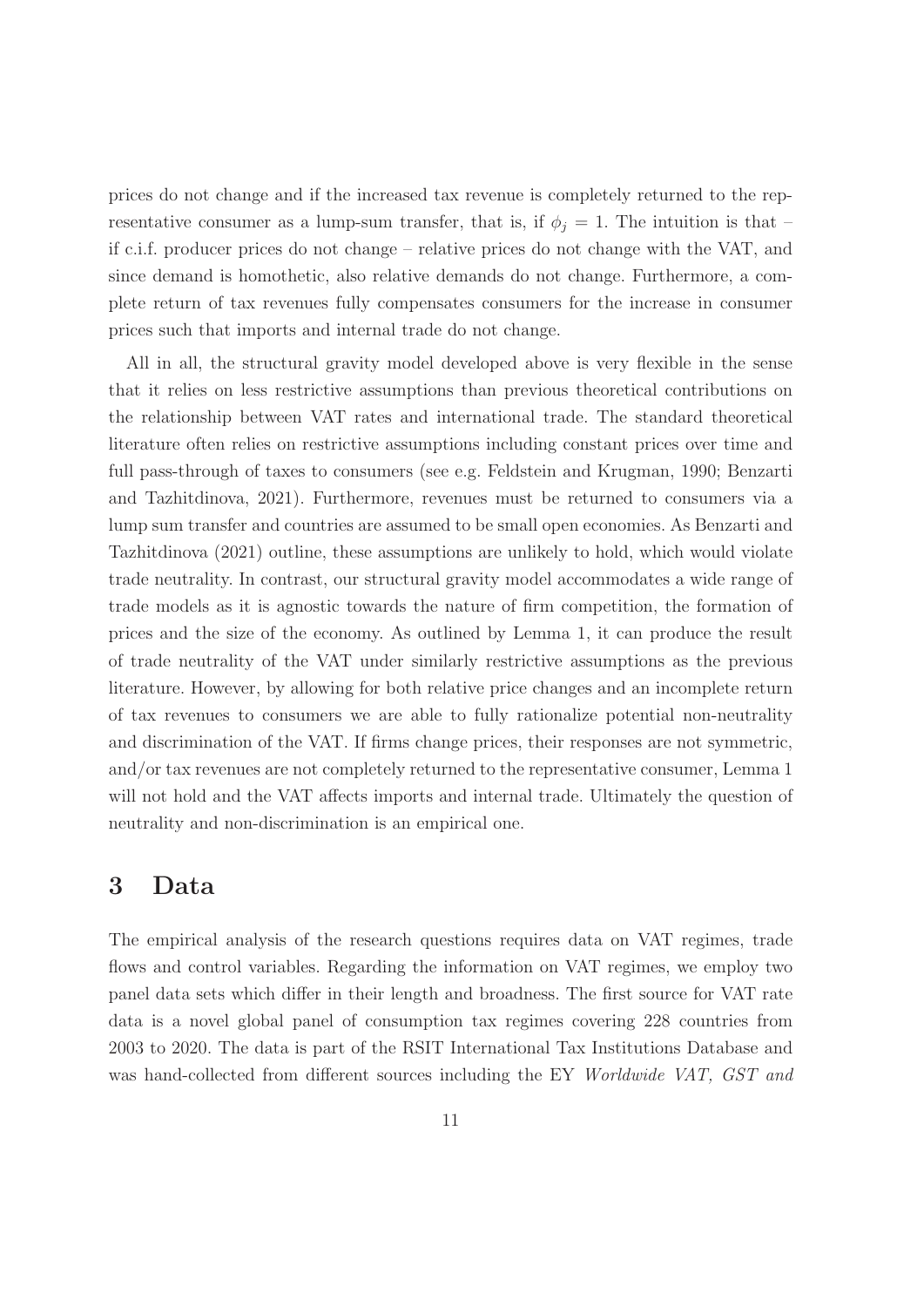prices do not change and if the increased tax revenue is completely returned to the representative consumer as a lump-sum transfer, that is, if $\phi_j = 1$. The intuition is that – if c.i.f. producer prices do not change – relative prices do not change with the VAT, and since demand is homothetic, also relative demands do not change. Furthermore, a complete return of tax revenues fully compensates consumers for the increase in consumer prices such that imports and internal trade do not change.

All in all, the structural gravity model developed above is very flexible in the sense that it relies on less restrictive assumptions than previous theoretical contributions on the relationship between VAT rates and international trade. The standard theoretical literature often relies on restrictive assumptions including constant prices over time and full pass-through of taxes to consumers (see e.g. Feldstein and Krugman, 1990; Benzarti and Tazhitdinova, 2021). Furthermore, revenues must be returned to consumers via a lump sum transfer and countries are assumed to be small open economies. As Benzarti and Tazhitdinova (2021) outline, these assumptions are unlikely to hold, which would violate trade neutrality. In contrast, our structural gravity model accommodates a wide range of trade models as it is agnostic towards the nature of firm competition, the formation of prices and the size of the economy. As outlined by Lemma 1, it can produce the result of trade neutrality of the VAT under similarly restrictive assumptions as the previous literature. However, by allowing for both relative price changes and an incomplete return of tax revenues to consumers we are able to fully rationalize potential non-neutrality and discrimination of the VAT. If firms change prices, their responses are not symmetric, and/or tax revenues are not completely returned to the representative consumer, Lemma 1 will not hold and the VAT affects imports and internal trade. Ultimately the question of neutrality and non-discrimination is an empirical one.

# 3 Data

The empirical analysis of the research questions requires data on VAT regimes, trade flows and control variables. Regarding the information on VAT regimes, we employ two panel data sets which differ in their length and broadness. The first source for VAT rate data is a novel global panel of consumption tax regimes covering 228 countries from 2003 to 2020. The data is part of the RSIT International Tax Institutions Database and was hand-collected from different sources including the EY *Worldwide VAT, GST and*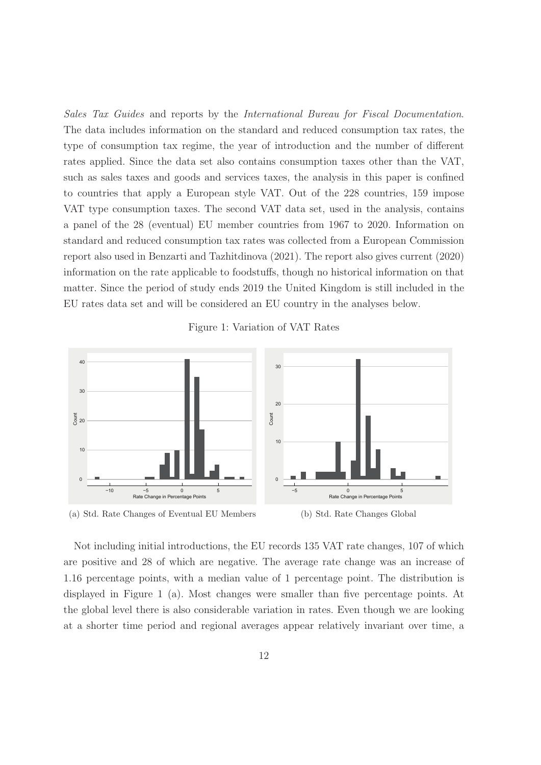*Sales Tax Guides* and reports by the *International Bureau for Fiscal Documentation*. The data includes information on the standard and reduced consumption tax rates, the type of consumption tax regime, the year of introduction and the number of different rates applied. Since the data set also contains consumption taxes other than the VAT, such as sales taxes and goods and services taxes, the analysis in this paper is confined to countries that apply a European style VAT. Out of the 228 countries, 159 impose VAT type consumption taxes. The second VAT data set, used in the analysis, contains a panel of the 28 (eventual) EU member countries from 1967 to 2020. Information on standard and reduced consumption tax rates was collected from a European Commission report also used in Benzarti and Tazhitdinova (2021). The report also gives current (2020) information on the rate applicable to foodstuffs, though no historical information on that matter. Since the period of study ends 2019 the United Kingdom is still included in the EU rates data set and will be considered an EU country in the analyses below.

Figure 1: Variation of VAT Rates

(a) Std. Rate Changes of Eventual EU Members

(b) Std. Rate Changes Global

Not including initial introductions, the EU records 135 VAT rate changes, 107 of which are positive and 28 of which are negative. The average rate change was an increase of 1.16 percentage points, with a median value of 1 percentage point. The distribution is displayed in Figure 1 (a). Most changes were smaller than five percentage points. At the global level there is also considerable variation in rates. Even though we are looking at a shorter time period and regional averages appear relatively invariant over time, a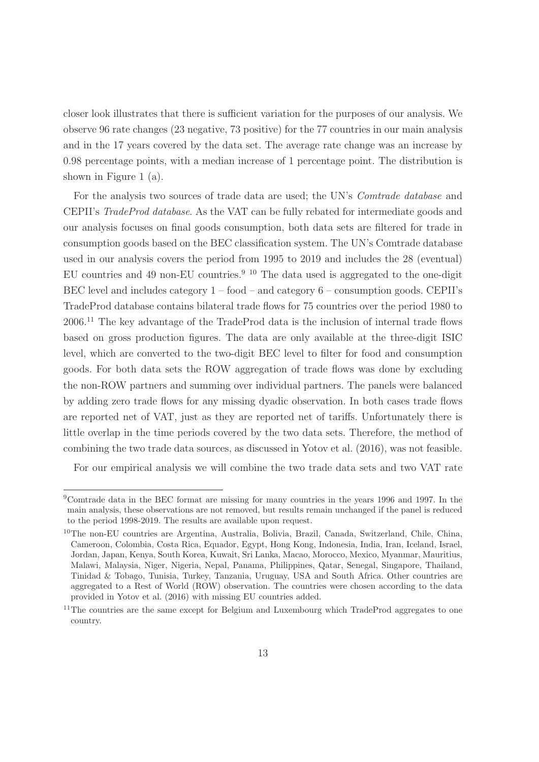closer look illustrates that there is sufficient variation for the purposes of our analysis. We observe 96 rate changes (23 negative, 73 positive) for the 77 countries in our main analysis and in the 17 years covered by the data set. The average rate change was an increase by 0.98 percentage points, with a median increase of 1 percentage point. The distribution is shown in Figure 1 (a).

For the analysis two sources of trade data are used; the UN's *Comtrade database* and CEPII's *TradeProd database*. As the VAT can be fully rebated for intermediate goods and our analysis focuses on final goods consumption, both data sets are filtered for trade in consumption goods based on the BEC classification system. The UN's Comtrade database used in our analysis covers the period from 1995 to 2019 and includes the 28 (eventual) EU countries and 49 non-EU countries.[9] [10] The data used is aggregated to the one-digit BEC level and includes category 1 – food – and category 6 – consumption goods. CEPII's TradeProd database contains bilateral trade flows for 75 countries over the period 1980 to 2006.[11] The key advantage of the TradeProd data is the inclusion of internal trade flows based on gross production figures. The data are only available at the three-digit ISIC level, which are converted to the two-digit BEC level to filter for food and consumption goods. For both data sets the ROW aggregation of trade flows was done by excluding the non-ROW partners and summing over individual partners. The panels were balanced by adding zero trade flows for any missing dyadic observation. In both cases trade flows are reported net of VAT, just as they are reported net of tariffs. Unfortunately there is little overlap in the time periods covered by the two data sets. Therefore, the method of combining the two trade data sources, as discussed in Yotov et al. (2016), was not feasible.

For our empirical analysis we will combine the two trade data sets and two VAT rate

---

[9] Comtrade data in the BEC format are missing for many countries in the years 1996 and 1997. In the main analysis, these observations are not removed, but results remain unchanged if the panel is reduced to the period 1998-2019. The results are available upon request.

[10] The non-EU countries are Argentina, Australia, Bolivia, Brazil, Canada, Switzerland, Chile, China, Cameroon, Colombia, Costa Rica, Equador, Egypt, Hong Kong, Indonesia, India, Iran, Iceland, Israel, Jordan, Japan, Kenya, South Korea, Kuwait, Sri Lanka, Macao, Morocco, Mexico, Myanmar, Mauritius, Malawi, Malaysia, Niger, Nigeria, Nepal, Panama, Philippines, Qatar, Senegal, Singapore, Thailand, Tinidad & Tobago, Tunisia, Turkey, Tanzania, Uruguay, USA and South Africa. Other countries are aggregated to a Rest of World (ROW) observation. The countries were chosen according to the data provided in Yotov et al. (2016) with missing EU countries added.

[11] The countries are the same except for Belgium and Luxembourg which TradeProd aggregates to one country.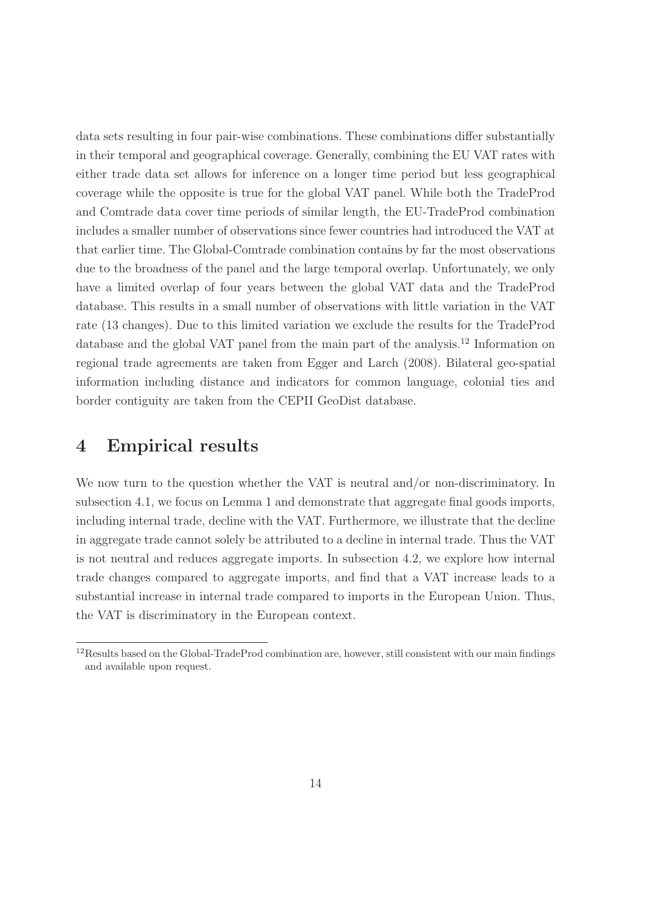data sets resulting in four pair-wise combinations. These combinations differ substantially in their temporal and geographical coverage. Generally, combining the EU VAT rates with either trade data set allows for inference on a longer time period but less geographical coverage while the opposite is true for the global VAT panel. While both the TradeProd and Comtrade data cover time periods of similar length, the EU-TradeProd combination includes a smaller number of observations since fewer countries had introduced the VAT at that earlier time. The Global-Comtrade combination contains by far the most observations due to the broadness of the panel and the large temporal overlap. Unfortunately, we only have a limited overlap of four years between the global VAT data and the TradeProd database. This results in a small number of observations with little variation in the VAT rate (13 changes). Due to this limited variation we exclude the results for the TradeProd database and the global VAT panel from the main part of the analysis.[12] Information on regional trade agreements are taken from Egger and Larch (2008). Bilateral geo-spatial information including distance and indicators for common language, colonial ties and border contiguity are taken from the CEPII GeoDist database.

# 4 Empirical results

We now turn to the question whether the VAT is neutral and/or non-discriminatory. In subsection 4.1, we focus on Lemma 1 and demonstrate that aggregate final goods imports, including internal trade, decline with the VAT. Furthermore, we illustrate that the decline in aggregate trade cannot solely be attributed to a decline in internal trade. Thus the VAT is not neutral and reduces aggregate imports. In subsection 4.2, we explore how internal trade changes compared to aggregate imports, and find that a VAT increase leads to a substantial increase in internal trade compared to imports in the European Union. Thus, the VAT is discriminatory in the European context.

[12] Results based on the Global-TradeProd combination are, however, still consistent with our main findings and available upon request.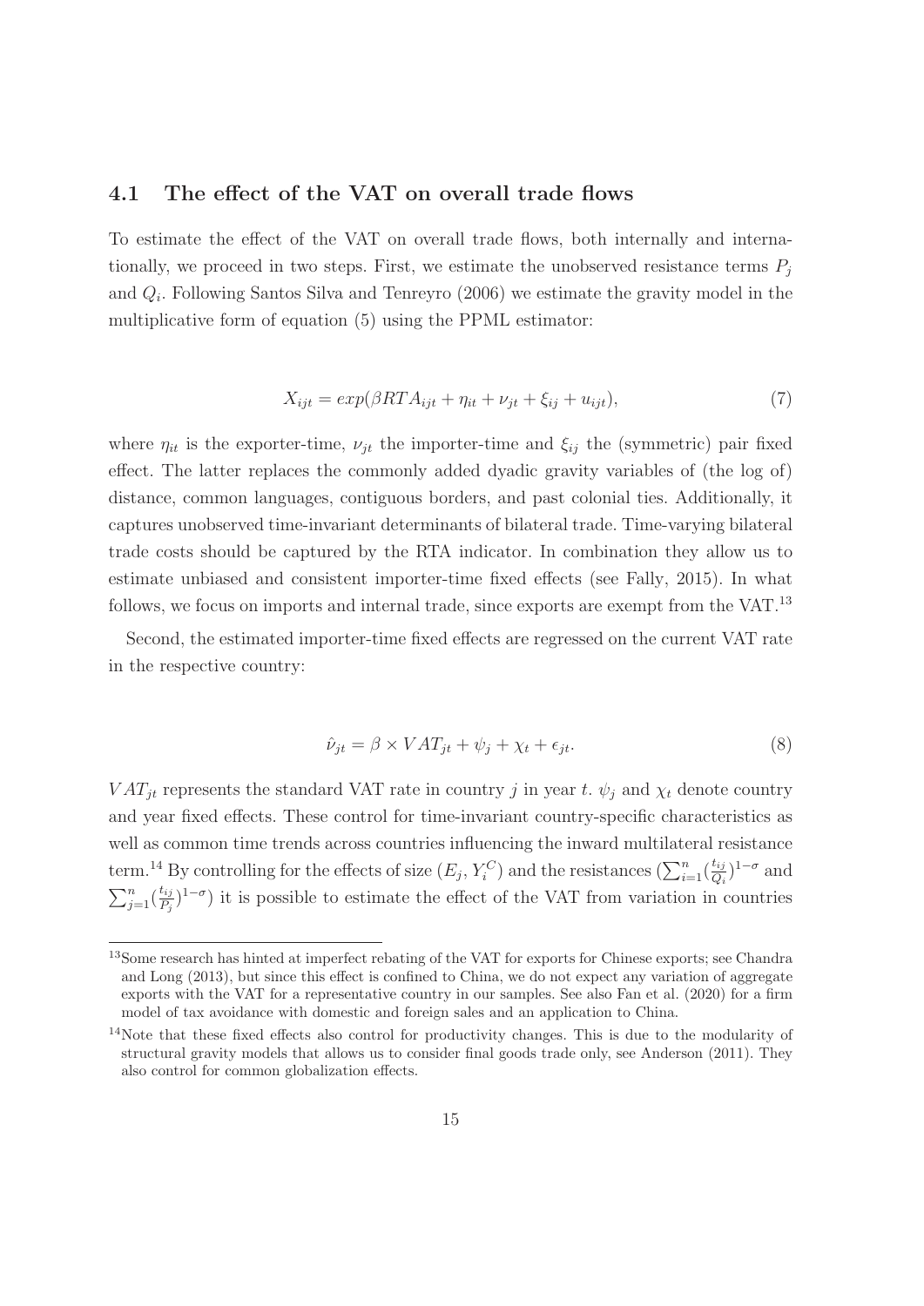### 4.1 The effect of the VAT on overall trade flows

To estimate the effect of the VAT on overall trade flows, both internally and internationally, we proceed in two steps. First, we estimate the unobserved resistance terms $P_j$ and $Q_i$. Following Santos Silva and Tenreyro (2006) we estimate the gravity model in the multiplicative form of equation (5) using the PPML estimator:

$$X_{ijt} = exp(\beta RTA_{ijt} + \eta_{it} + \nu_{jt} + \xi_{ij} + u_{ijt}), \tag{7}$$

where $\eta_{it}$ is the exporter-time, $\nu_{jt}$ the importer-time and $\xi_{ij}$ the (symmetric) pair fixed effect. The latter replaces the commonly added dyadic gravity variables of (the log of) distance, common languages, contiguous borders, and past colonial ties. Additionally, it captures unobserved time-invariant determinants of bilateral trade. Time-varying bilateral trade costs should be captured by the RTA indicator. In combination they allow us to estimate unbiased and consistent importer-time fixed effects (see Fally, 2015). In what follows, we focus on imports and internal trade, since exports are exempt from the VAT.[13]

Second, the estimated importer-time fixed effects are regressed on the current VAT rate in the respective country:

$$\hat{\nu}_{jt} = \beta \times VAT_{jt} + \psi_j + \chi_t + \epsilon_{jt}. \tag{8}$$

$VAT_{jt}$ represents the standard VAT rate in country $j$ in year $t$. $\psi_j$ and $\chi_t$ denote country and year fixed effects. These control for time-invariant country-specific characteristics as well as common time trends across countries influencing the inward multilateral resistance term.[14] By controlling for the effects of size $(E_j, Y_i^C)$ and the resistances $(\sum_{i=1}^{n}(\frac{t_{ij}}{Q_i})^{1-\sigma}$ and $\sum_{j=1}^{n}(\frac{t_{ij}}{P_j})^{1-\sigma})$ it is possible to estimate the effect of the VAT from variation in countries

[13] Some research has hinted at imperfect rebating of the VAT for exports for Chinese exports; see Chandra and Long (2013), but since this effect is confined to China, we do not expect any variation of aggregate exports with the VAT for a representative country in our samples. See also Fan et al. (2020) for a firm model of tax avoidance with domestic and foreign sales and an application to China.

[14] Note that these fixed effects also control for productivity changes. This is due to the modularity of structural gravity models that allows us to consider final goods trade only, see Anderson (2011). They also control for common globalization effects.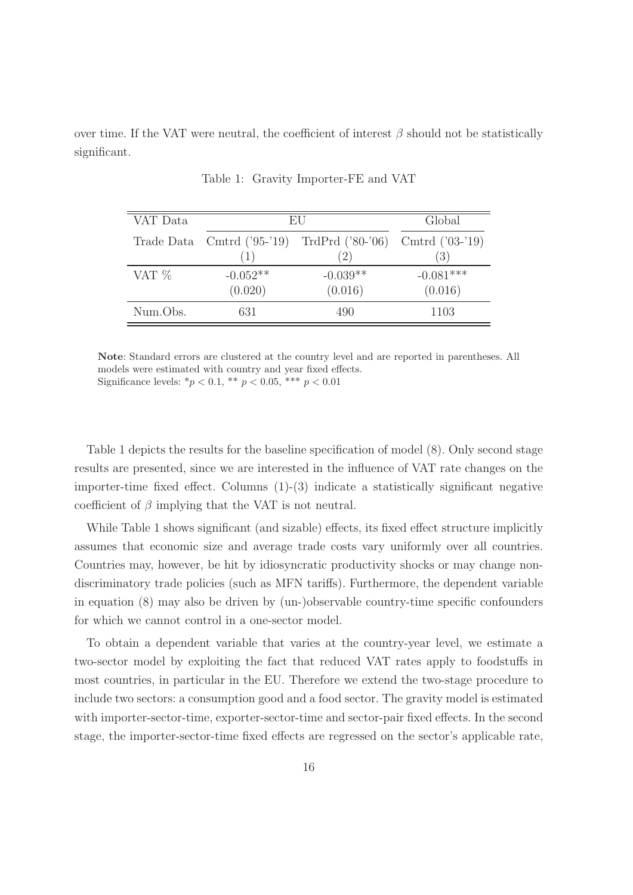over time. If the VAT were neutral, the coefficient of interest $\beta$ should not be statistically significant.

Table 1: Gravity Importer-FE and VAT

| VAT Data | EU | | Global |
|---|---|---|---|
| Trade Data | Cmtrd ('95-'19) | TrdPrd ('80-'06) | Cmtrd ('03-'19) |
| | (1) | (2) | (3) |
| VAT % | -0.052** | -0.039** | -0.081*** |
| | (0.020) | (0.016) | (0.016) |
| Num.Obs. | 631 | 490 | 1103 |

**Note**: Standard errors are clustered at the country level and are reported in parentheses. All models were estimated with country and year fixed effects.
Significance levels: $^{*}p < 0.1$, $^{**}$ $p < 0.05$, $^{***}$ $p < 0.01$

Table 1 depicts the results for the baseline specification of model (8). Only second stage results are presented, since we are interested in the influence of VAT rate changes on the importer-time fixed effect. Columns (1)-(3) indicate a statistically significant negative coefficient of $\beta$ implying that the VAT is not neutral.

While Table 1 shows significant (and sizable) effects, its fixed effect structure implicitly assumes that economic size and average trade costs vary uniformly over all countries. Countries may, however, be hit by idiosyncratic productivity shocks or may change non-discriminatory trade policies (such as MFN tariffs). Furthermore, the dependent variable in equation (8) may also be driven by (un-)observable country-time specific confounders for which we cannot control in a one-sector model.

To obtain a dependent variable that varies at the country-year level, we estimate a two-sector model by exploiting the fact that reduced VAT rates apply to foodstuffs in most countries, in particular in the EU. Therefore we extend the two-stage procedure to include two sectors: a consumption good and a food sector. The gravity model is estimated with importer-sector-time, exporter-sector-time and sector-pair fixed effects. In the second stage, the importer-sector-time fixed effects are regressed on the sector's applicable rate,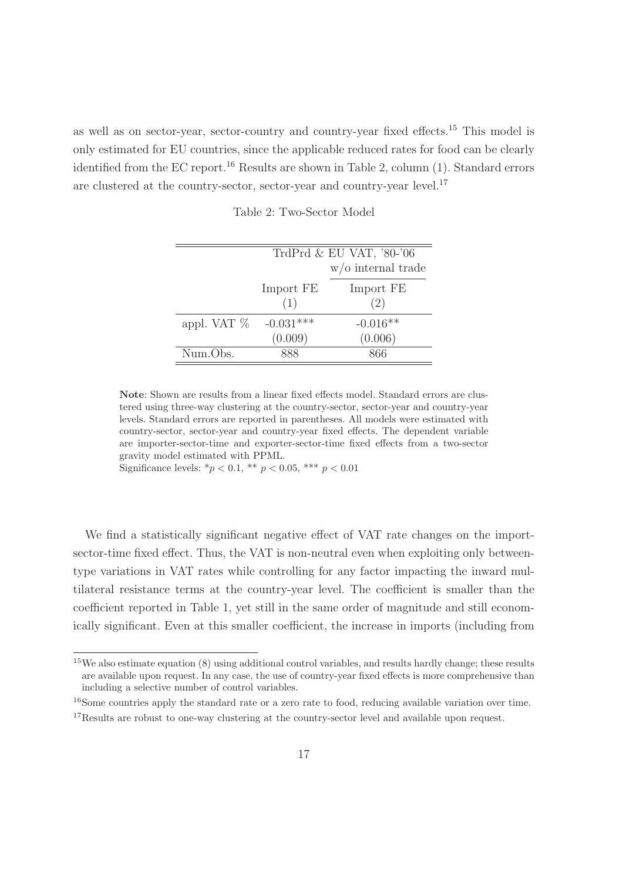as well as on sector-year, sector-country and country-year fixed effects.[15] This model is only estimated for EU countries, since the applicable reduced rates for food can be clearly identified from the EC report.[16] Results are shown in Table 2, column (1). Standard errors are clustered at the country-sector, sector-year and country-year level.[17]

Table 2: Two-Sector Model

| | TrdPrd & EU VAT, '80-'06 | |
|---|---|---|
| | | w/o internal trade |
| | Import FE | Import FE |
| | (1) | (2) |
| appl. VAT % | -0.031*** | -0.016** |
| | (0.009) | (0.006) |
| Num.Obs. | 888 | 866 |

**Note**: Shown are results from a linear fixed effects model. Standard errors are clustered using three-way clustering at the country-sector, sector-year and country-year levels. Standard errors are reported in parentheses. All models were estimated with country-sector, sector-year and country-year fixed effects. The dependent variable are importer-sector-time and exporter-sector-time fixed effects from a two-sector gravity model estimated with PPML.
Significance levels: \*$p < 0.1$, \*\* $p < 0.05$, \*\*\* $p < 0.01$

We find a statistically significant negative effect of VAT rate changes on the import-sector-time fixed effect. Thus, the VAT is non-neutral even when exploiting only between-type variations in VAT rates while controlling for any factor impacting the inward multilateral resistance terms at the country-year level. The coefficient is smaller than the coefficient reported in Table 1, yet still in the same order of magnitude and still economically significant. Even at this smaller coefficient, the increase in imports (including from

[15] We also estimate equation (8) using additional control variables, and results hardly change; these results are available upon request. In any case, the use of country-year fixed effects is more comprehensive than including a selective number of control variables.

[16] Some countries apply the standard rate or a zero rate to food, reducing available variation over time.

[17] Results are robust to one-way clustering at the country-sector level and available upon request.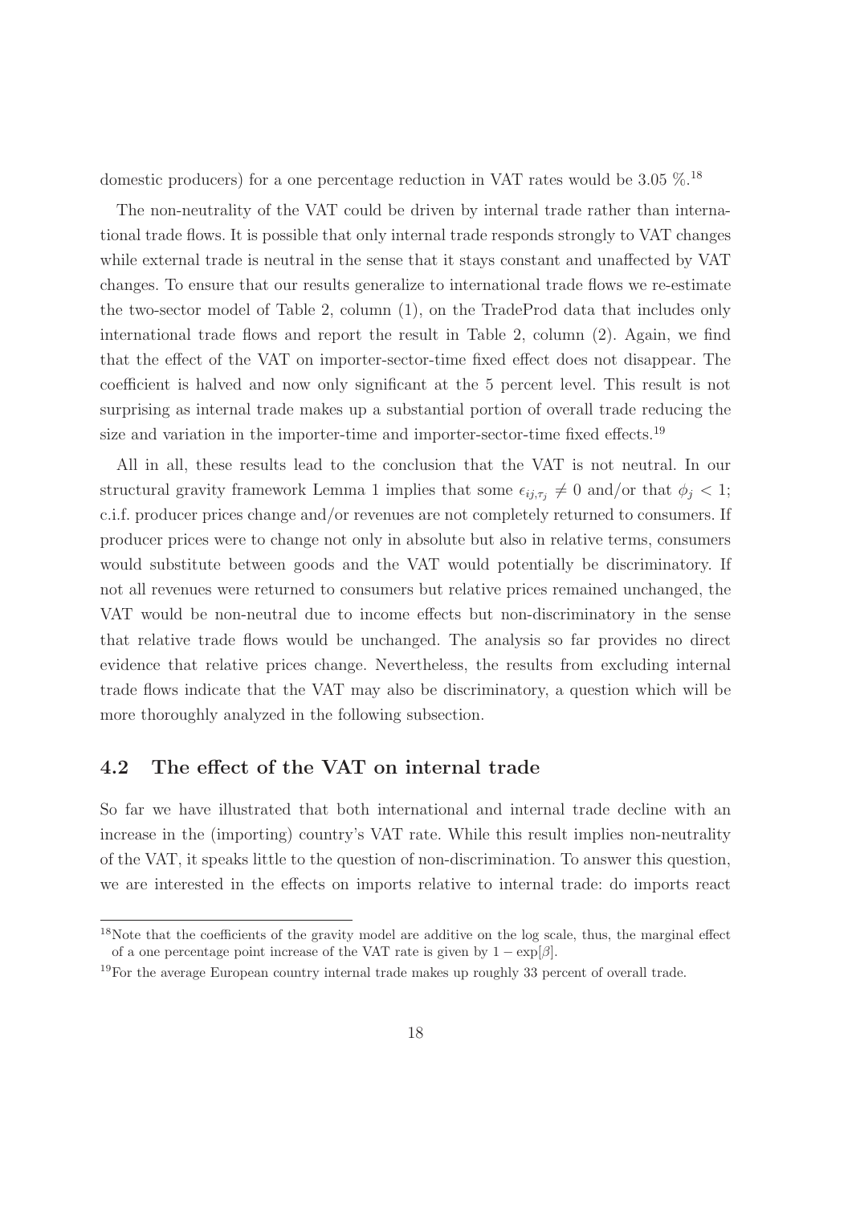domestic producers) for a one percentage reduction in VAT rates would be 3.05 %.[18]

The non-neutrality of the VAT could be driven by internal trade rather than international trade flows. It is possible that only internal trade responds strongly to VAT changes while external trade is neutral in the sense that it stays constant and unaffected by VAT changes. To ensure that our results generalize to international trade flows we re-estimate the two-sector model of Table 2, column (1), on the TradeProd data that includes only international trade flows and report the result in Table 2, column (2). Again, we find that the effect of the VAT on importer-sector-time fixed effect does not disappear. The coefficient is halved and now only significant at the 5 percent level. This result is not surprising as internal trade makes up a substantial portion of overall trade reducing the size and variation in the importer-time and importer-sector-time fixed effects.[19]

All in all, these results lead to the conclusion that the VAT is not neutral. In our structural gravity framework Lemma 1 implies that some $\epsilon_{ij,\tau_j} \neq 0$ and/or that $\phi_j < 1$; c.i.f. producer prices change and/or revenues are not completely returned to consumers. If producer prices were to change not only in absolute but also in relative terms, consumers would substitute between goods and the VAT would potentially be discriminatory. If not all revenues were returned to consumers but relative prices remained unchanged, the VAT would be non-neutral due to income effects but non-discriminatory in the sense that relative trade flows would be unchanged. The analysis so far provides no direct evidence that relative prices change. Nevertheless, the results from excluding internal trade flows indicate that the VAT may also be discriminatory, a question which will be more thoroughly analyzed in the following subsection.

## 4.2 The effect of the VAT on internal trade

So far we have illustrated that both international and internal trade decline with an increase in the (importing) country's VAT rate. While this result implies non-neutrality of the VAT, it speaks little to the question of non-discrimination. To answer this question, we are interested in the effects on imports relative to internal trade: do imports react

---

[18] Note that the coefficients of the gravity model are additive on the log scale, thus, the marginal effect of a one percentage point increase of the VAT rate is given by $1 - \exp[\beta]$.

[19] For the average European country internal trade makes up roughly 33 percent of overall trade.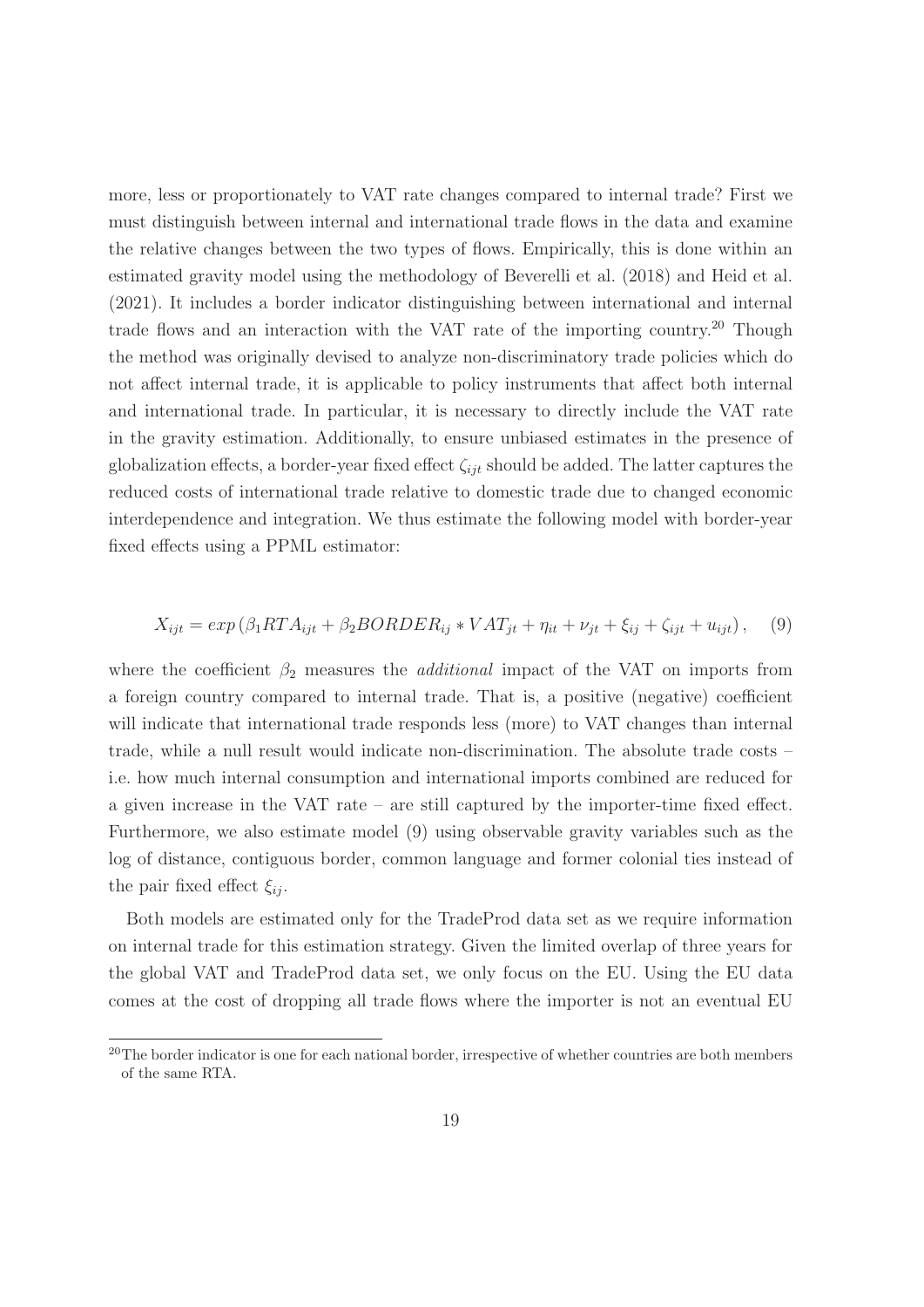more, less or proportionately to VAT rate changes compared to internal trade? First we must distinguish between internal and international trade flows in the data and examine the relative changes between the two types of flows. Empirically, this is done within an estimated gravity model using the methodology of Beverelli et al. (2018) and Heid et al. (2021). It includes a border indicator distinguishing between international and internal trade flows and an interaction with the VAT rate of the importing country.[20] Though the method was originally devised to analyze non-discriminatory trade policies which do not affect internal trade, it is applicable to policy instruments that affect both internal and international trade. In particular, it is necessary to directly include the VAT rate in the gravity estimation. Additionally, to ensure unbiased estimates in the presence of globalization effects, a border-year fixed effect $\zeta_{ijt}$ should be added. The latter captures the reduced costs of international trade relative to domestic trade due to changed economic interdependence and integration. We thus estimate the following model with border-year fixed effects using a PPML estimator:

$$X_{ijt} = exp\left(\beta_1 RTA_{ijt} + \beta_2 BORDER_{ij} * VAT_{jt} + \eta_{it} + \nu_{jt} + \xi_{ij} + \zeta_{ijt} + u_{ijt}\right), \quad (9)$$

where the coefficient $\beta_2$ measures the *additional* impact of the VAT on imports from a foreign country compared to internal trade. That is, a positive (negative) coefficient will indicate that international trade responds less (more) to VAT changes than internal trade, while a null result would indicate non-discrimination. The absolute trade costs – i.e. how much internal consumption and international imports combined are reduced for a given increase in the VAT rate – are still captured by the importer-time fixed effect. Furthermore, we also estimate model (9) using observable gravity variables such as the log of distance, contiguous border, common language and former colonial ties instead of the pair fixed effect $\xi_{ij}$.

Both models are estimated only for the TradeProd data set as we require information on internal trade for this estimation strategy. Given the limited overlap of three years for the global VAT and TradeProd data set, we only focus on the EU. Using the EU data comes at the cost of dropping all trade flows where the importer is not an eventual EU

[20] The border indicator is one for each national border, irrespective of whether countries are both members of the same RTA.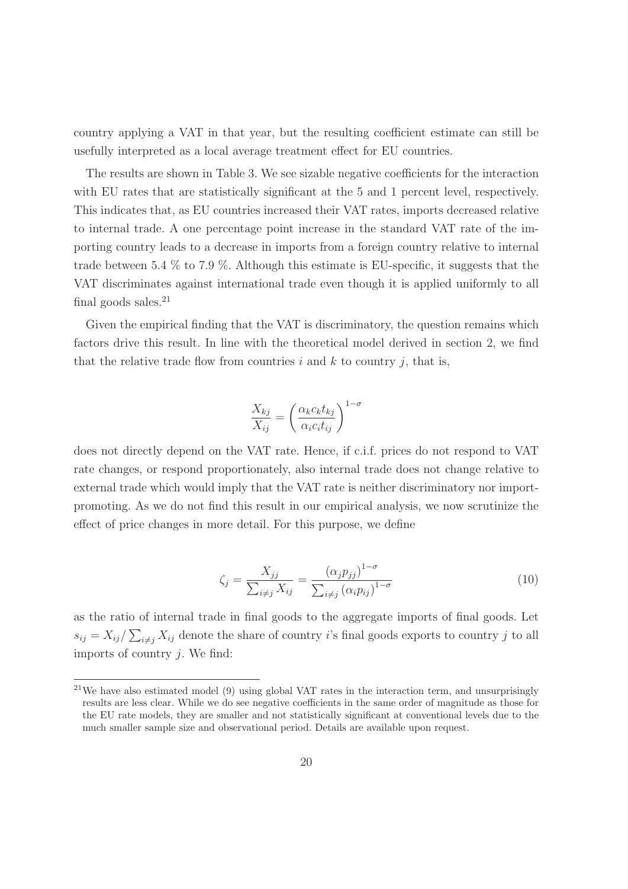country applying a VAT in that year, but the resulting coefficient estimate can still be usefully interpreted as a local average treatment effect for EU countries.

The results are shown in Table 3. We see sizable negative coefficients for the interaction with EU rates that are statistically significant at the 5 and 1 percent level, respectively. This indicates that, as EU countries increased their VAT rates, imports decreased relative to internal trade. A one percentage point increase in the standard VAT rate of the importing country leads to a decrease in imports from a foreign country relative to internal trade between 5.4 % to 7.9 %. Although this estimate is EU-specific, it suggests that the VAT discriminates against international trade even though it is applied uniformly to all final goods sales.[21]

Given the empirical finding that the VAT is discriminatory, the question remains which factors drive this result. In line with the theoretical model derived in section 2, we find that the relative trade flow from countries $i$ and $k$ to country $j$, that is,

$$\frac{X_{kj}}{X_{ij}} = \left(\frac{\alpha_k c_k t_{kj}}{\alpha_i c_i t_{ij}}\right)^{1-\sigma}$$

does not directly depend on the VAT rate. Hence, if c.i.f. prices do not respond to VAT rate changes, or respond proportionately, also internal trade does not change relative to external trade which would imply that the VAT rate is neither discriminatory nor import-promoting. As we do not find this result in our empirical analysis, we now scrutinize the effect of price changes in more detail. For this purpose, we define

$$\zeta_j = \frac{X_{jj}}{\sum_{i \neq j} X_{ij}} = \frac{(\alpha_j p_{jj})^{1-\sigma}}{\sum_{i \neq j} (\alpha_i p_{ij})^{1-\sigma}} \tag{10}$$

as the ratio of internal trade in final goods to the aggregate imports of final goods. Let $s_{ij} = X_{ij} / \sum_{i \neq j} X_{ij}$ denote the share of country $i$'s final goods exports to country $j$ to all imports of country $j$. We find:

[21] We have also estimated model (9) using global VAT rates in the interaction term, and unsurprisingly results are less clear. While we do see negative coefficients in the same order of magnitude as those for the EU rate models, they are smaller and not statistically significant at conventional levels due to the much smaller sample size and observational period. Details are available upon request.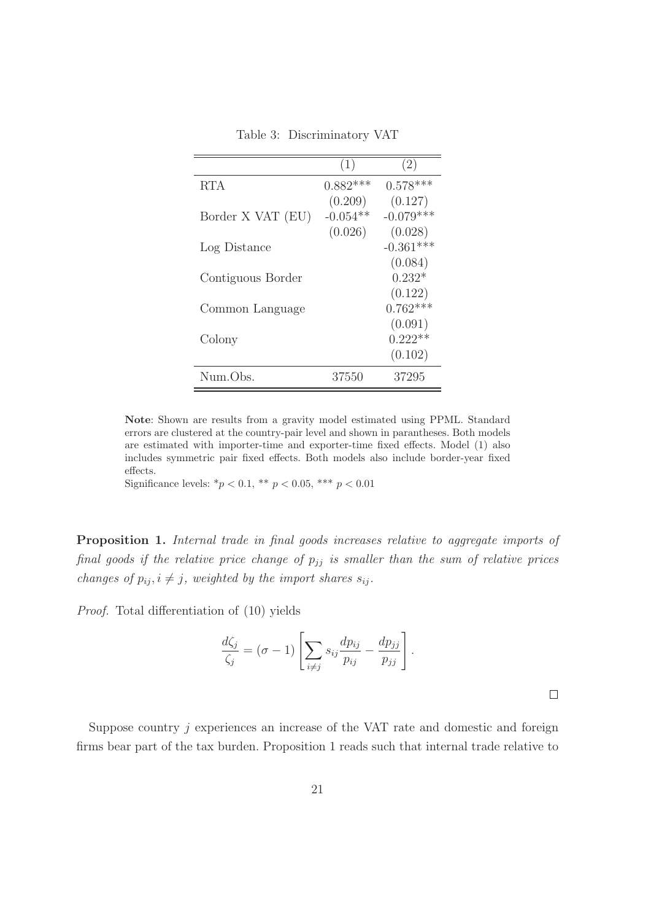Table 3: Discriminatory VAT

| | (1) | (2) |
|---|---|---|
| RTA | 0.882*** | 0.578*** |
| | (0.209) | (0.127) |
| Border X VAT (EU) | -0.054** | -0.079*** |
| | (0.026) | (0.028) |
| Log Distance | | -0.361*** |
| | | (0.084) |
| Contiguous Border | | 0.232* |
| | | (0.122) |
| Common Language | | 0.762*** |
| | | (0.091) |
| Colony | | 0.222** |
| | | (0.102) |
| Num.Obs. | 37550 | 37295 |

**Note**: Shown are results from a gravity model estimated using PPML. Standard errors are clustered at the country-pair level and shown in parantheses. Both models are estimated with importer-time and exporter-time fixed effects. Model (1) also includes symmetric pair fixed effects. Both models also include border-year fixed effects.

Significance levels: \* $p < 0.1$, \*\* $p < 0.05$, \*\*\* $p < 0.01$

**Proposition 1.** *Internal trade in final goods increases relative to aggregate imports of final goods if the relative price change of $p_{jj}$ is smaller than the sum of relative prices changes of $p_{ij}, i \neq j$, weighted by the import shares $s_{ij}$.*

*Proof.* Total differentiation of (10) yields

$$\frac{d\zeta_j}{\zeta_j} = (\sigma - 1) \left[ \sum_{i \neq j} s_{ij} \frac{dp_{ij}}{p_{ij}} - \frac{dp_{jj}}{p_{jj}} \right].$$

□

Suppose country $j$ experiences an increase of the VAT rate and domestic and foreign firms bear part of the tax burden. Proposition 1 reads such that internal trade relative to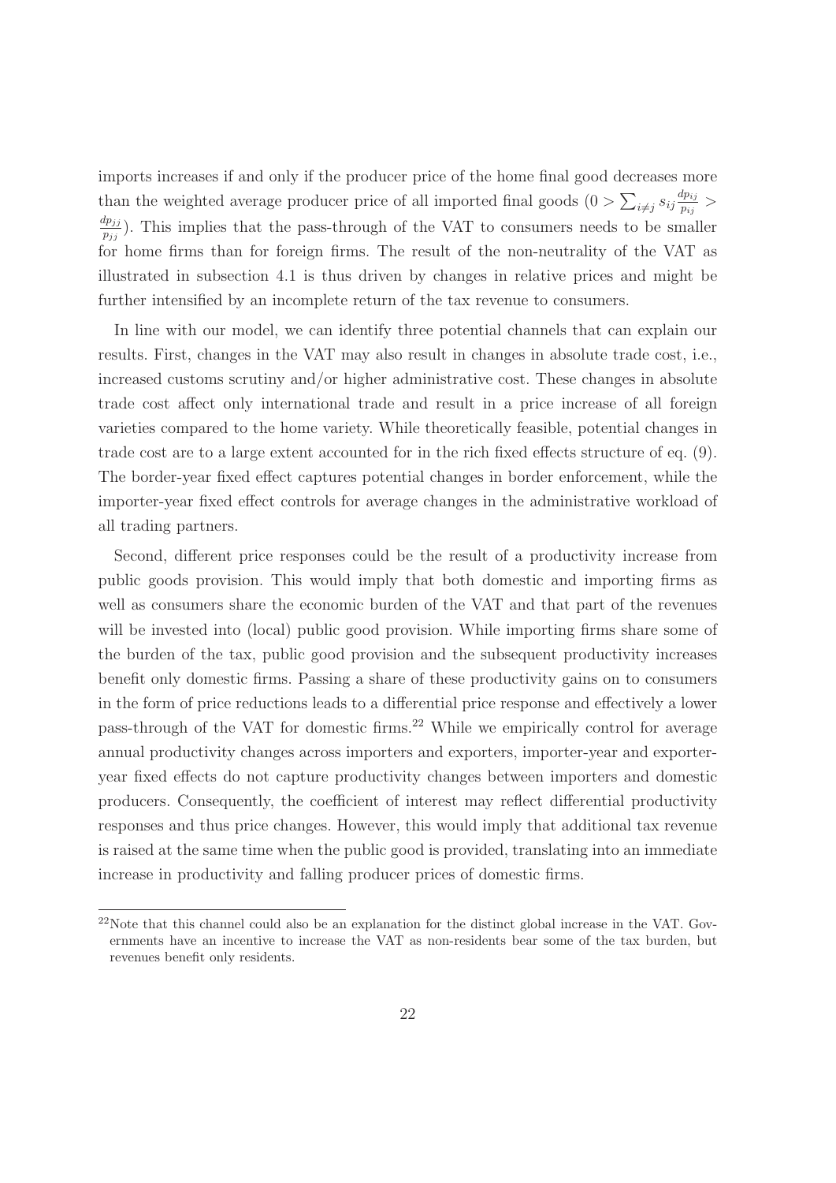imports increases if and only if the producer price of the home final good decreases more than the weighted average producer price of all imported final goods ($0 > \sum_{i \neq j} s_{ij} \frac{dp_{ij}}{p_{ij}} > \frac{dp_{jj}}{p_{jj}}$). This implies that the pass-through of the VAT to consumers needs to be smaller for home firms than for foreign firms. The result of the non-neutrality of the VAT as illustrated in subsection 4.1 is thus driven by changes in relative prices and might be further intensified by an incomplete return of the tax revenue to consumers.

In line with our model, we can identify three potential channels that can explain our results. First, changes in the VAT may also result in changes in absolute trade cost, i.e., increased customs scrutiny and/or higher administrative cost. These changes in absolute trade cost affect only international trade and result in a price increase of all foreign varieties compared to the home variety. While theoretically feasible, potential changes in trade cost are to a large extent accounted for in the rich fixed effects structure of eq. (9). The border-year fixed effect captures potential changes in border enforcement, while the importer-year fixed effect controls for average changes in the administrative workload of all trading partners.

Second, different price responses could be the result of a productivity increase from public goods provision. This would imply that both domestic and importing firms as well as consumers share the economic burden of the VAT and that part of the revenues will be invested into (local) public good provision. While importing firms share some of the burden of the tax, public good provision and the subsequent productivity increases benefit only domestic firms. Passing a share of these productivity gains on to consumers in the form of price reductions leads to a differential price response and effectively a lower pass-through of the VAT for domestic firms.[22] While we empirically control for average annual productivity changes across importers and exporters, importer-year and exporter-year fixed effects do not capture productivity changes between importers and domestic producers. Consequently, the coefficient of interest may reflect differential productivity responses and thus price changes. However, this would imply that additional tax revenue is raised at the same time when the public good is provided, translating into an immediate increase in productivity and falling producer prices of domestic firms.

[22]Note that this channel could also be an explanation for the distinct global increase in the VAT. Governments have an incentive to increase the VAT as non-residents bear some of the tax burden, but revenues benefit only residents.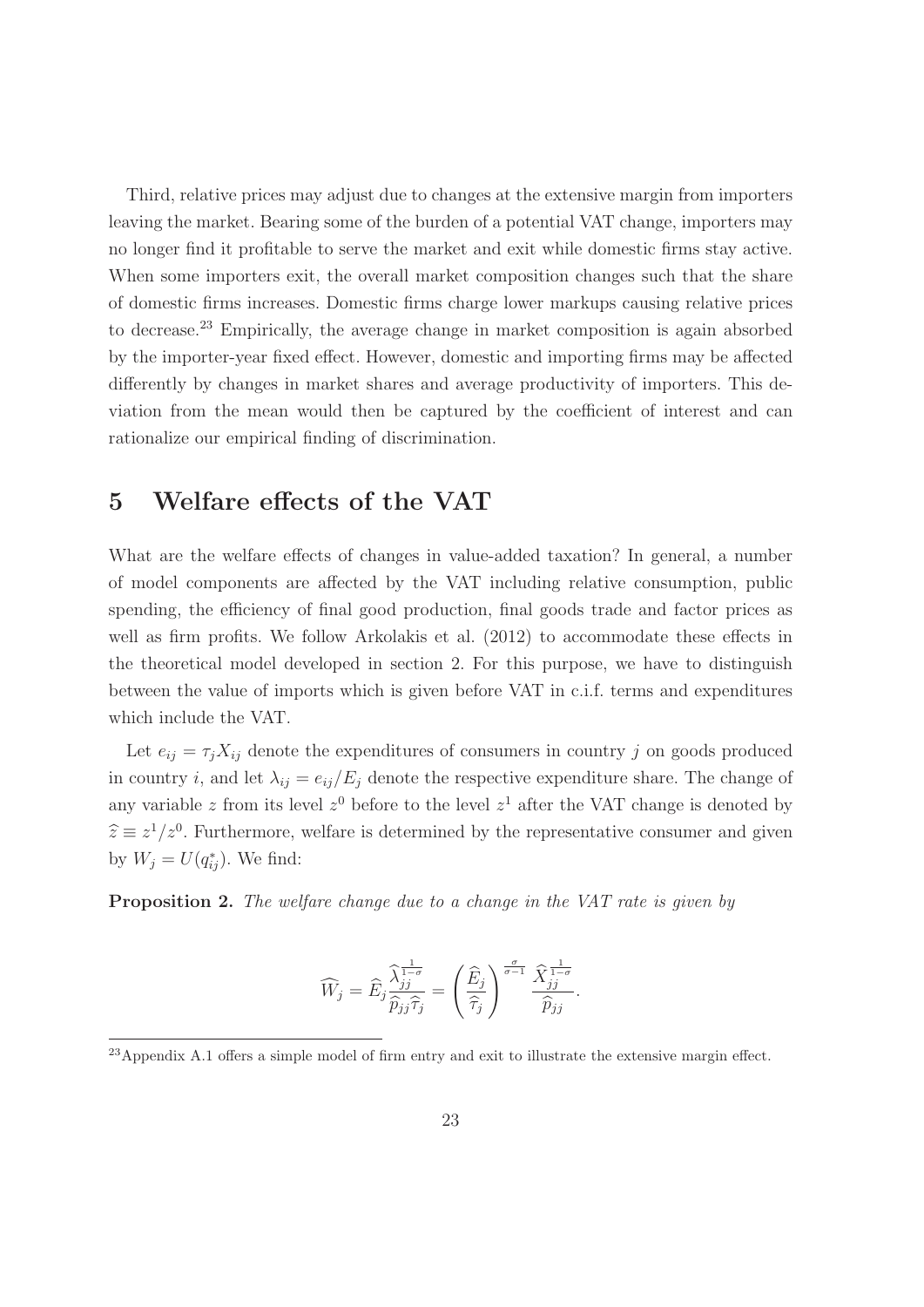Third, relative prices may adjust due to changes at the extensive margin from importers leaving the market. Bearing some of the burden of a potential VAT change, importers may no longer find it profitable to serve the market and exit while domestic firms stay active. When some importers exit, the overall market composition changes such that the share of domestic firms increases. Domestic firms charge lower markups causing relative prices to decrease.[23] Empirically, the average change in market composition is again absorbed by the importer-year fixed effect. However, domestic and importing firms may be affected differently by changes in market shares and average productivity of importers. This deviation from the mean would then be captured by the coefficient of interest and can rationalize our empirical finding of discrimination.

# 5 Welfare effects of the VAT

What are the welfare effects of changes in value-added taxation? In general, a number of model components are affected by the VAT including relative consumption, public spending, the efficiency of final good production, final goods trade and factor prices as well as firm profits. We follow Arkolakis et al. (2012) to accommodate these effects in the theoretical model developed in section 2. For this purpose, we have to distinguish between the value of imports which is given before VAT in c.i.f. terms and expenditures which include the VAT.

Let $e_{ij} = \tau_j X_{ij}$ denote the expenditures of consumers in country $j$ on goods produced in country $i$, and let $\lambda_{ij} = e_{ij}/E_j$ denote the respective expenditure share. The change of any variable $z$ from its level $z^0$ before to the level $z^1$ after the VAT change is denoted by $\widehat{z} \equiv z^1/z^0$. Furthermore, welfare is determined by the representative consumer and given by $W_j = U(q^*_{ij})$. We find:

**Proposition 2.** *The welfare change due to a change in the VAT rate is given by*

$$\widehat{W}_j = \widehat{E}_j \frac{\widehat{\lambda}_{jj}^{\frac{1}{1-\sigma}}}{\widehat{p}_{jj}\widehat{\tau}_j} = \left(\frac{\widehat{E}_j}{\widehat{\tau}_j}\right)^{\frac{\sigma}{\sigma-1}} \frac{\widehat{X}_{jj}^{\frac{1}{1-\sigma}}}{\widehat{p}_{jj}}.$$

[23] Appendix A.1 offers a simple model of firm entry and exit to illustrate the extensive margin effect.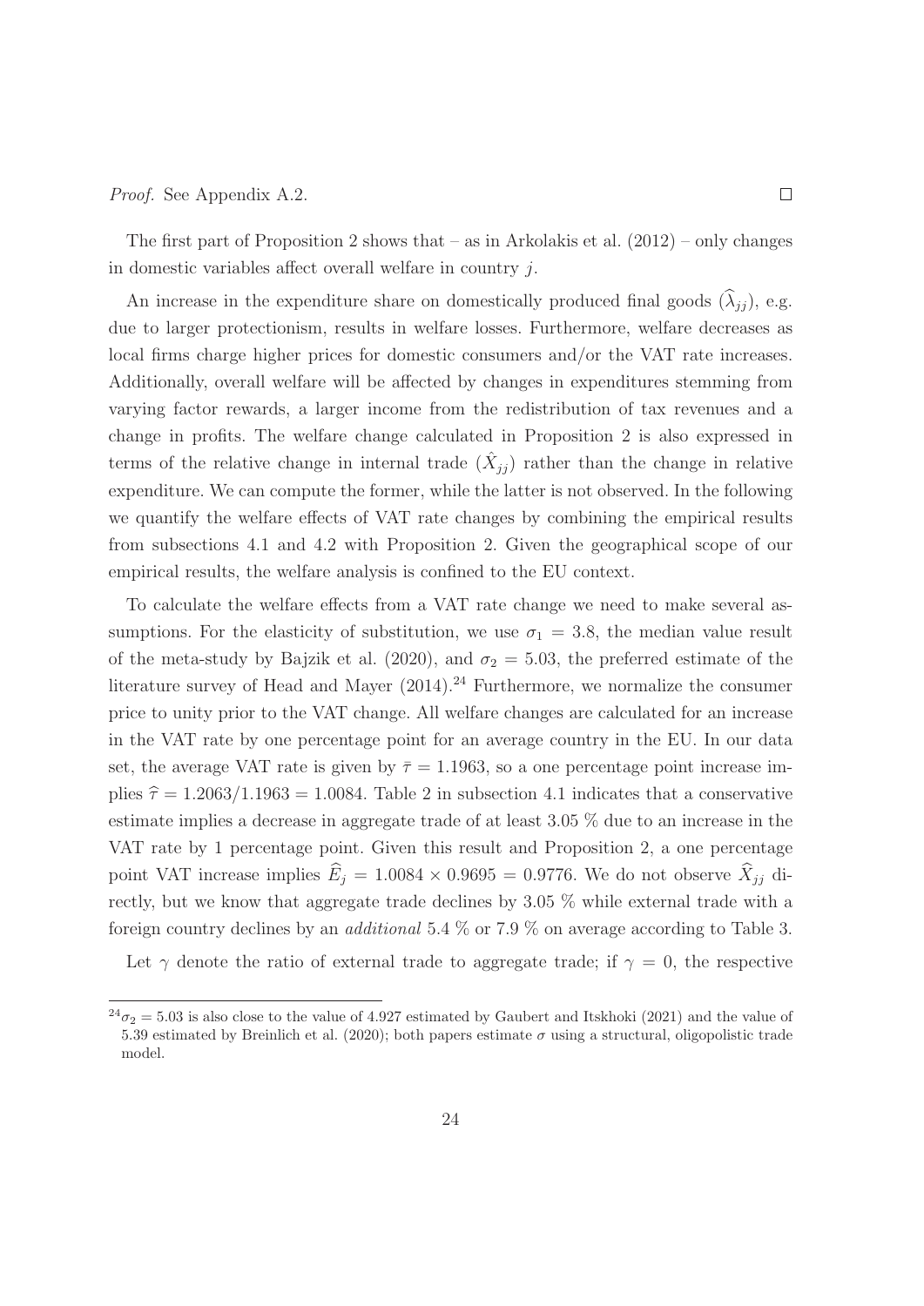*Proof.* See Appendix A.2. □

The first part of Proposition 2 shows that – as in Arkolakis et al. (2012) – only changes in domestic variables affect overall welfare in country $j$.

An increase in the expenditure share on domestically produced final goods ($\widehat{\lambda}_{jj}$), e.g. due to larger protectionism, results in welfare losses. Furthermore, welfare decreases as local firms charge higher prices for domestic consumers and/or the VAT rate increases. Additionally, overall welfare will be affected by changes in expenditures stemming from varying factor rewards, a larger income from the redistribution of tax revenues and a change in profits. The welfare change calculated in Proposition 2 is also expressed in terms of the relative change in internal trade ($\hat{X}_{jj}$) rather than the change in relative expenditure. We can compute the former, while the latter is not observed. In the following we quantify the welfare effects of VAT rate changes by combining the empirical results from subsections 4.1 and 4.2 with Proposition 2. Given the geographical scope of our empirical results, the welfare analysis is confined to the EU context.

To calculate the welfare effects from a VAT rate change we need to make several assumptions. For the elasticity of substitution, we use $\sigma_1 = 3.8$, the median value result of the meta-study by Bajzik et al. (2020), and $\sigma_2 = 5.03$, the preferred estimate of the literature survey of Head and Mayer (2014).[24] Furthermore, we normalize the consumer price to unity prior to the VAT change. All welfare changes are calculated for an increase in the VAT rate by one percentage point for an average country in the EU. In our data set, the average VAT rate is given by $\bar{\tau} = 1.1963$, so a one percentage point increase implies $\widehat{\tau} = 1.2063/1.1963 = 1.0084$. Table 2 in subsection 4.1 indicates that a conservative estimate implies a decrease in aggregate trade of at least 3.05 % due to an increase in the VAT rate by 1 percentage point. Given this result and Proposition 2, a one percentage point VAT increase implies $\widehat{E}_j = 1.0084 \times 0.9695 = 0.9776$. We do not observe $\widehat{X}_{jj}$ directly, but we know that aggregate trade declines by 3.05 % while external trade with a foreign country declines by an *additional* 5.4 % or 7.9 % on average according to Table 3.

Let $\gamma$ denote the ratio of external trade to aggregate trade; if $\gamma = 0$, the respective

[24] $\sigma_2 = 5.03$ is also close to the value of 4.927 estimated by Gaubert and Itskhoki (2021) and the value of 5.39 estimated by Breinlich et al. (2020); both papers estimate $\sigma$ using a structural, oligopolistic trade model.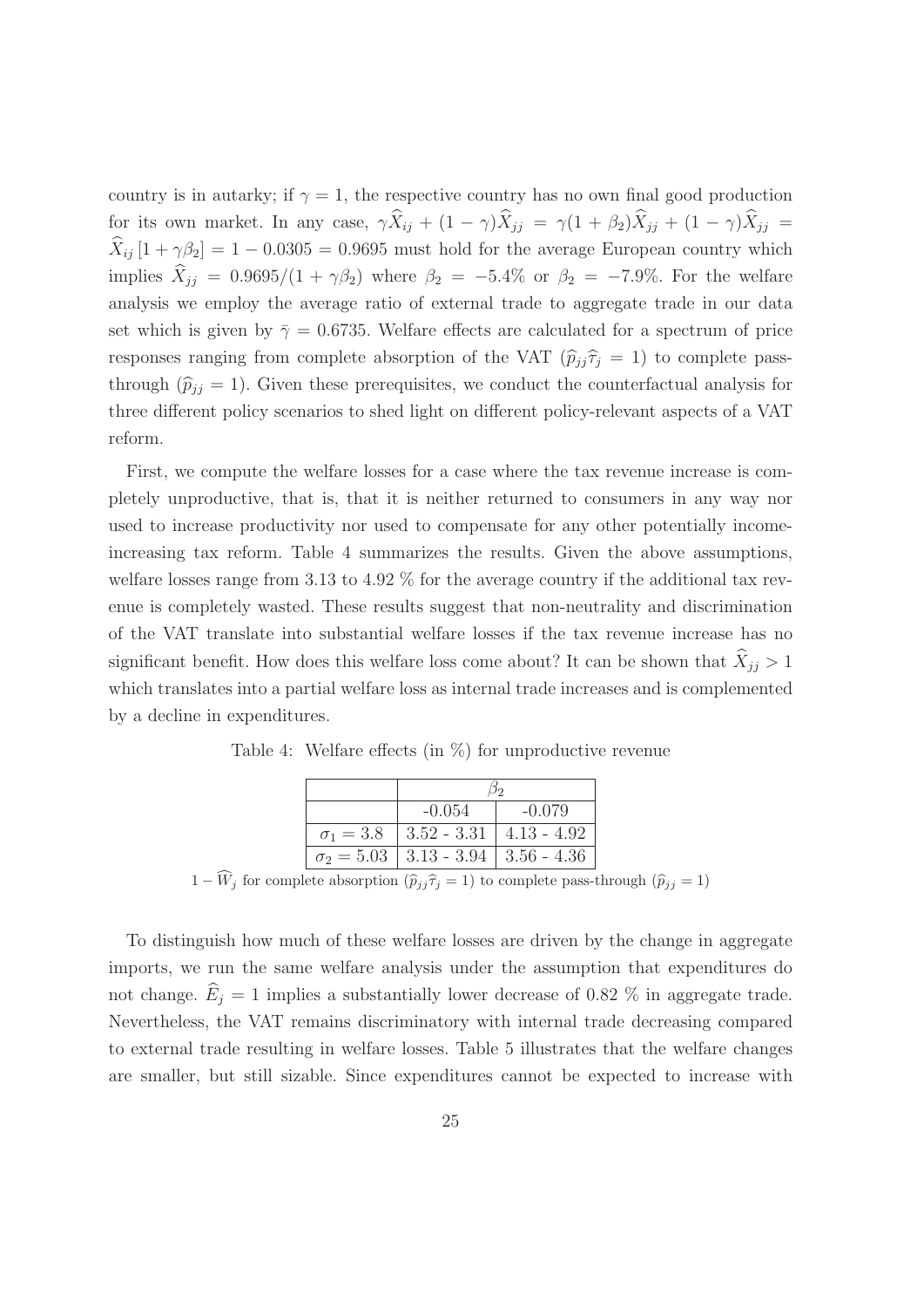country is in autarky; if $\gamma = 1$, the respective country has no own final good production for its own market. In any case, $\gamma \widehat{X}_{ij} + (1-\gamma)\widehat{X}_{jj} = \gamma(1+\beta_2)\widehat{X}_{jj} + (1-\gamma)\widehat{X}_{jj} = \widehat{X}_{ij}\left[1+\gamma\beta_2\right] = 1 - 0.0305 = 0.9695$ must hold for the average European country which implies $\widehat{X}_{jj} = 0.9695/(1+\gamma\beta_2)$ where $\beta_2 = -5.4\%$ or $\beta_2 = -7.9\%$. For the welfare analysis we employ the average ratio of external trade to aggregate trade in our data set which is given by $\bar{\gamma} = 0.6735$. Welfare effects are calculated for a spectrum of price responses ranging from complete absorption of the VAT ($\widehat{p}_{jj}\widehat{\tau}_j = 1$) to complete pass-through ($\widehat{p}_{jj} = 1$). Given these prerequisites, we conduct the counterfactual analysis for three different policy scenarios to shed light on different policy-relevant aspects of a VAT reform.

First, we compute the welfare losses for a case where the tax revenue increase is completely unproductive, that is, that it is neither returned to consumers in any way nor used to increase productivity nor used to compensate for any other potentially income-increasing tax reform. Table 4 summarizes the results. Given the above assumptions, welfare losses range from 3.13 to 4.92 % for the average country if the additional tax revenue is completely wasted. These results suggest that non-neutrality and discrimination of the VAT translate into substantial welfare losses if the tax revenue increase has no significant benefit. How does this welfare loss come about? It can be shown that $\widehat{X}_{jj} > 1$ which translates into a partial welfare loss as internal trade increases and is complemented by a decline in expenditures.

Table 4: Welfare effects (in %) for unproductive revenue

| | $\beta_2$ | |
|---|---|---|
| | -0.054 | -0.079 |
| $\sigma_1 = 3.8$ | 3.52 - 3.31 | 4.13 - 4.92 |
| $\sigma_2 = 5.03$ | 3.13 - 3.94 | 3.56 - 4.36 |

$1 - \widehat{W}_j$ for complete absorption ($\widehat{p}_{jj}\widehat{\tau}_j = 1$) to complete pass-through ($\widehat{p}_{jj} = 1$)

To distinguish how much of these welfare losses are driven by the change in aggregate imports, we run the same welfare analysis under the assumption that expenditures do not change. $\widehat{E}_j = 1$ implies a substantially lower decrease of 0.82 % in aggregate trade. Nevertheless, the VAT remains discriminatory with internal trade decreasing compared to external trade resulting in welfare losses. Table 5 illustrates that the welfare changes are smaller, but still sizable. Since expenditures cannot be expected to increase with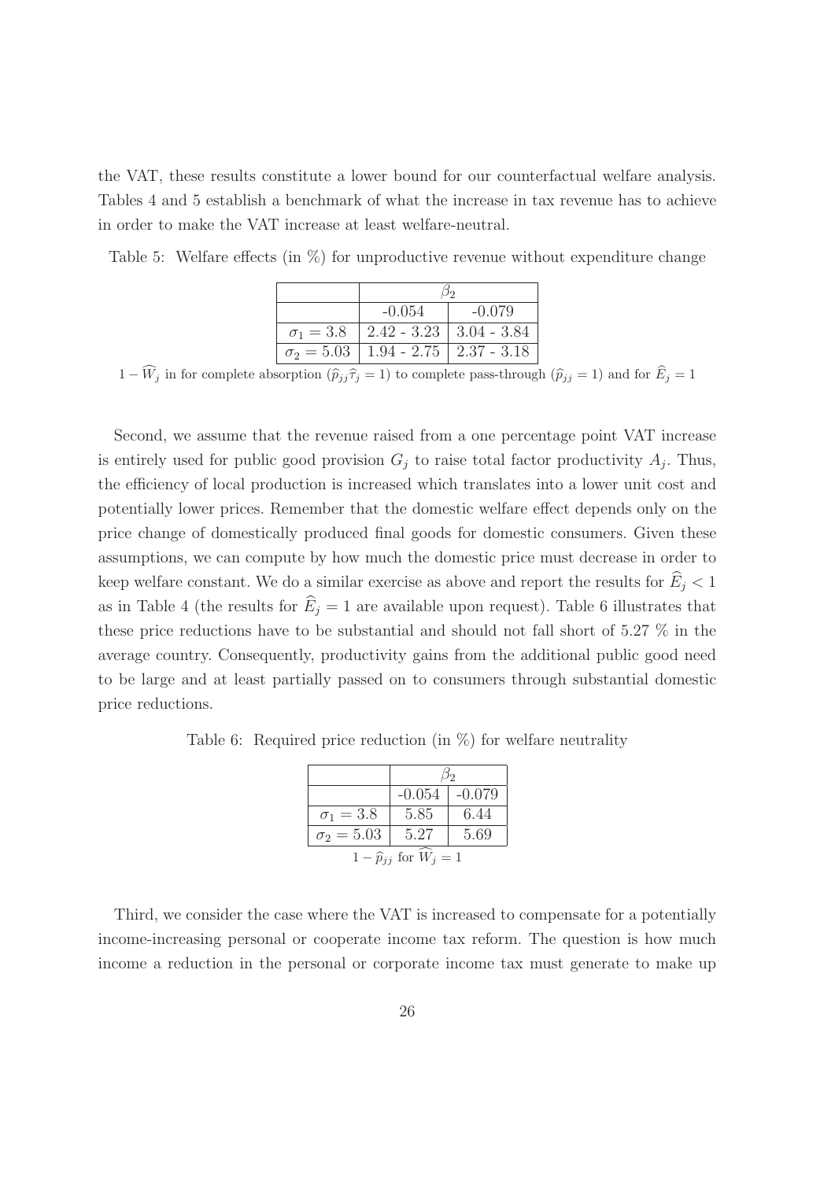the VAT, these results constitute a lower bound for our counterfactual welfare analysis. Tables 4 and 5 establish a benchmark of what the increase in tax revenue has to achieve in order to make the VAT increase at least welfare-neutral.

Table 5: Welfare effects (in %) for unproductive revenue without expenditure change

| | $\beta_2$ | |
|---|---|---|
| | -0.054 | -0.079 |
| $\sigma_1 = 3.8$ | 2.42 - 3.23 | 3.04 - 3.84 |
| $\sigma_2 = 5.03$ | 1.94 - 2.75 | 2.37 - 3.18 |

$1 - \widehat{W}_j$ in for complete absorption ($\widehat{p}_{jj}\widehat{\tau}_j = 1$) to complete pass-through ($\widehat{p}_{jj} = 1$) and for $\widehat{E}_j = 1$

Second, we assume that the revenue raised from a one percentage point VAT increase is entirely used for public good provision $G_j$ to raise total factor productivity $A_j$. Thus, the efficiency of local production is increased which translates into a lower unit cost and potentially lower prices. Remember that the domestic welfare effect depends only on the price change of domestically produced final goods for domestic consumers. Given these assumptions, we can compute by how much the domestic price must decrease in order to keep welfare constant. We do a similar exercise as above and report the results for $\widehat{E}_j < 1$ as in Table 4 (the results for $\widehat{E}_j = 1$ are available upon request). Table 6 illustrates that these price reductions have to be substantial and should not fall short of 5.27 % in the average country. Consequently, productivity gains from the additional public good need to be large and at least partially passed on to consumers through substantial domestic price reductions.

Table 6: Required price reduction (in %) for welfare neutrality

| | $\beta_2$ | |
|---|---|---|
| | -0.054 | -0.079 |
| $\sigma_1 = 3.8$ | 5.85 | 6.44 |
| $\sigma_2 = 5.03$ | 5.27 | 5.69 |

$1 - \widehat{p}_{jj}$ for $\widehat{W}_j = 1$

Third, we consider the case where the VAT is increased to compensate for a potentially income-increasing personal or cooperate income tax reform. The question is how much income a reduction in the personal or corporate income tax must generate to make up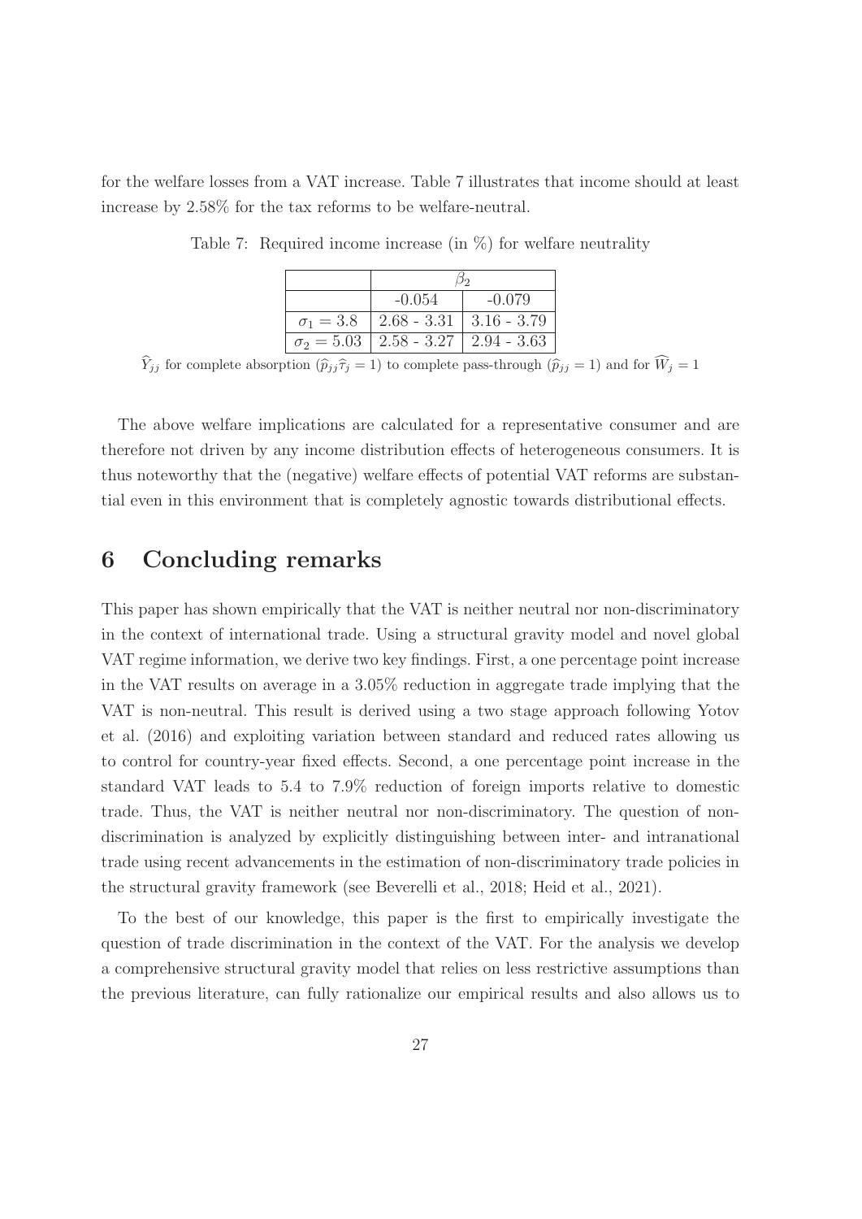for the welfare losses from a VAT increase. Table 7 illustrates that income should at least increase by 2.58% for the tax reforms to be welfare-neutral.

Table 7: Required income increase (in %) for welfare neutrality

| | $\beta_2$ | |
|---|---|---|
| | -0.054 | -0.079 |
| $\sigma_1 = 3.8$ | 2.68 - 3.31 | 3.16 - 3.79 |
| $\sigma_2 = 5.03$ | 2.58 - 3.27 | 2.94 - 3.63 |

$\widehat{Y}_{jj}$ for complete absorption ($\widehat{p}_{jj}\widehat{\tau}_j = 1$) to complete pass-through ($\widehat{p}_{jj} = 1$) and for $\widehat{W}_j = 1$

The above welfare implications are calculated for a representative consumer and are therefore not driven by any income distribution effects of heterogeneous consumers. It is thus noteworthy that the (negative) welfare effects of potential VAT reforms are substantial even in this environment that is completely agnostic towards distributional effects.

## 6 Concluding remarks

This paper has shown empirically that the VAT is neither neutral nor non-discriminatory in the context of international trade. Using a structural gravity model and novel global VAT regime information, we derive two key findings. First, a one percentage point increase in the VAT results on average in a 3.05% reduction in aggregate trade implying that the VAT is non-neutral. This result is derived using a two stage approach following Yotov et al. (2016) and exploiting variation between standard and reduced rates allowing us to control for country-year fixed effects. Second, a one percentage point increase in the standard VAT leads to 5.4 to 7.9% reduction of foreign imports relative to domestic trade. Thus, the VAT is neither neutral nor non-discriminatory. The question of non-discrimination is analyzed by explicitly distinguishing between inter- and intranational trade using recent advancements in the estimation of non-discriminatory trade policies in the structural gravity framework (see Beverelli et al., 2018; Heid et al., 2021).

To the best of our knowledge, this paper is the first to empirically investigate the question of trade discrimination in the context of the VAT. For the analysis we develop a comprehensive structural gravity model that relies on less restrictive assumptions than the previous literature, can fully rationalize our empirical results and also allows us to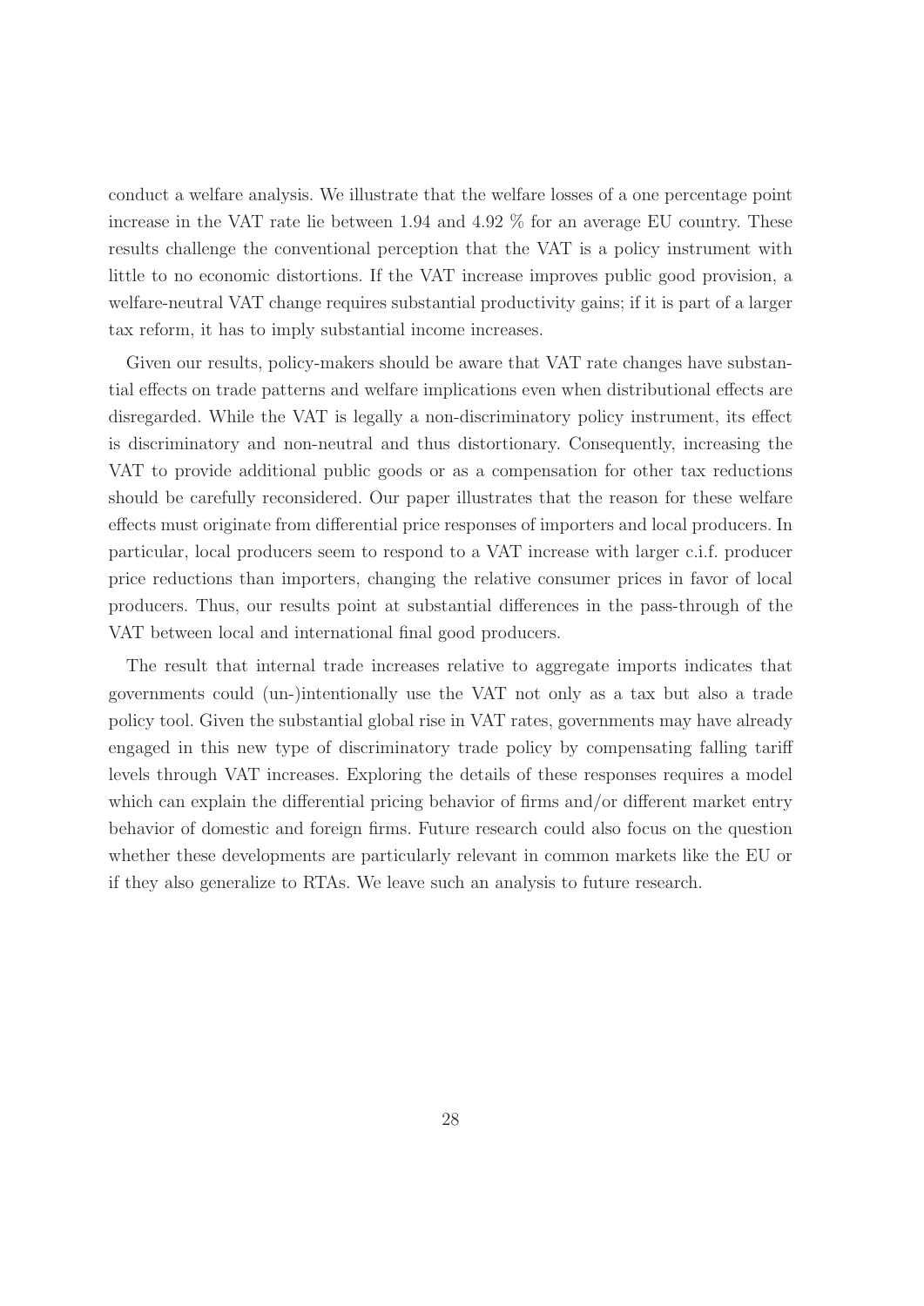conduct a welfare analysis. We illustrate that the welfare losses of a one percentage point increase in the VAT rate lie between 1.94 and 4.92 % for an average EU country. These results challenge the conventional perception that the VAT is a policy instrument with little to no economic distortions. If the VAT increase improves public good provision, a welfare-neutral VAT change requires substantial productivity gains; if it is part of a larger tax reform, it has to imply substantial income increases.

Given our results, policy-makers should be aware that VAT rate changes have substantial effects on trade patterns and welfare implications even when distributional effects are disregarded. While the VAT is legally a non-discriminatory policy instrument, its effect is discriminatory and non-neutral and thus distortionary. Consequently, increasing the VAT to provide additional public goods or as a compensation for other tax reductions should be carefully reconsidered. Our paper illustrates that the reason for these welfare effects must originate from differential price responses of importers and local producers. In particular, local producers seem to respond to a VAT increase with larger c.i.f. producer price reductions than importers, changing the relative consumer prices in favor of local producers. Thus, our results point at substantial differences in the pass-through of the VAT between local and international final good producers.

The result that internal trade increases relative to aggregate imports indicates that governments could (un-)intentionally use the VAT not only as a tax but also a trade policy tool. Given the substantial global rise in VAT rates, governments may have already engaged in this new type of discriminatory trade policy by compensating falling tariff levels through VAT increases. Exploring the details of these responses requires a model which can explain the differential pricing behavior of firms and/or different market entry behavior of domestic and foreign firms. Future research could also focus on the question whether these developments are particularly relevant in common markets like the EU or if they also generalize to RTAs. We leave such an analysis to future research.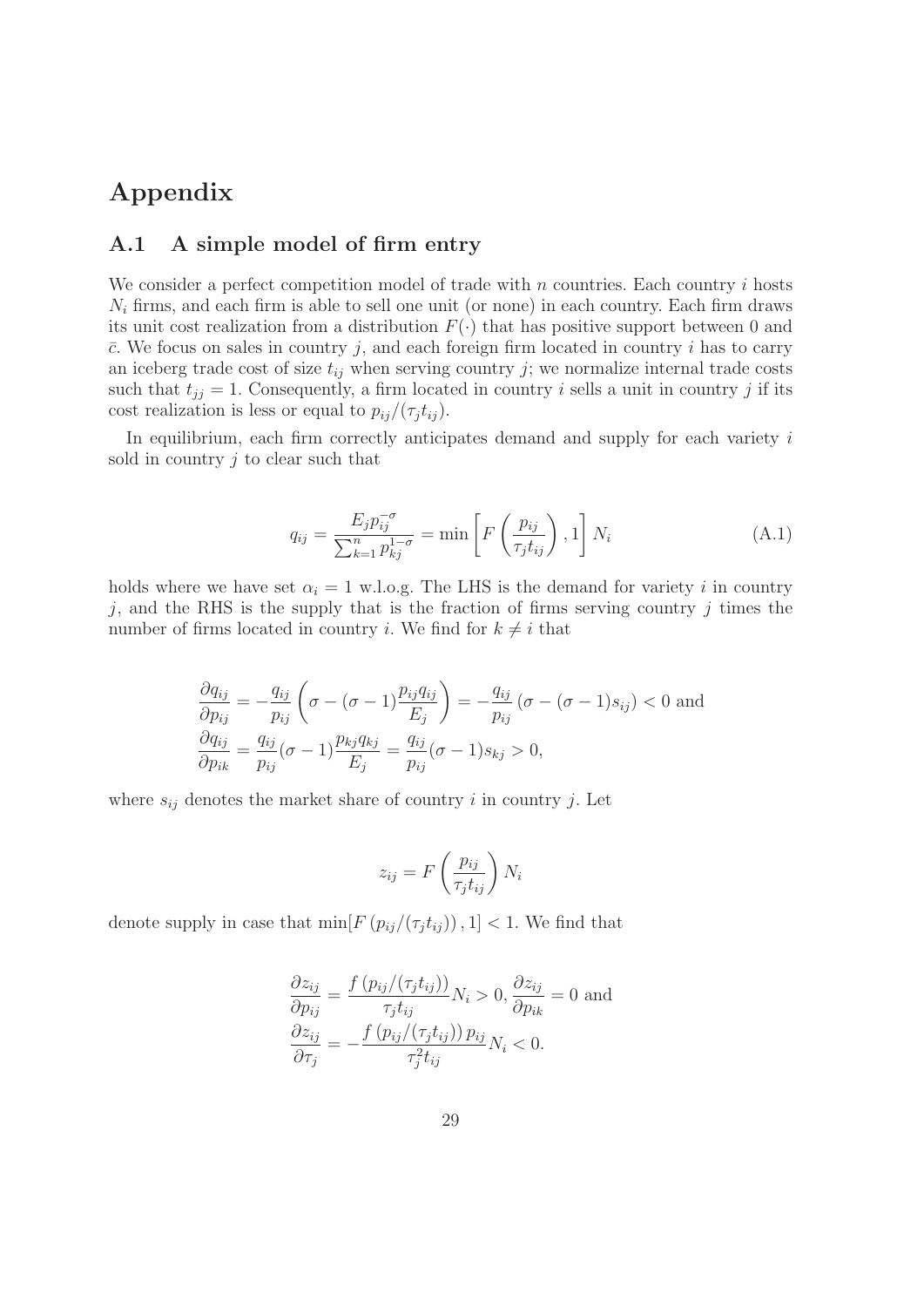# Appendix

## A.1 A simple model of firm entry

We consider a perfect competition model of trade with $n$ countries. Each country $i$ hosts $N_i$ firms, and each firm is able to sell one unit (or none) in each country. Each firm draws its unit cost realization from a distribution $F(\cdot)$ that has positive support between 0 and $\bar{c}$. We focus on sales in country $j$, and each foreign firm located in country $i$ has to carry an iceberg trade cost of size $t_{ij}$ when serving country $j$; we normalize internal trade costs such that $t_{jj} = 1$. Consequently, a firm located in country $i$ sells a unit in country $j$ if its cost realization is less or equal to $p_{ij}/(\tau_j t_{ij})$.

In equilibrium, each firm correctly anticipates demand and supply for each variety $i$ sold in country $j$ to clear such that

$$q_{ij} = \frac{E_j p_{ij}^{-\sigma}}{\sum_{k=1}^{n} p_{kj}^{1-\sigma}} = \min\left[F\left(\frac{p_{ij}}{\tau_j t_{ij}}\right), 1\right] N_i \tag{A.1}$$

holds where we have set $\alpha_i = 1$ w.l.o.g. The LHS is the demand for variety $i$ in country $j$, and the RHS is the supply that is the fraction of firms serving country $j$ times the number of firms located in country $i$. We find for $k \neq i$ that

$$\frac{\partial q_{ij}}{\partial p_{ij}} = -\frac{q_{ij}}{p_{ij}}\left(\sigma - (\sigma-1)\frac{p_{ij}q_{ij}}{E_j}\right) = -\frac{q_{ij}}{p_{ij}}\left(\sigma - (\sigma-1)s_{ij}\right) < 0 \text{ and}$$
$$\frac{\partial q_{ij}}{\partial p_{ik}} = \frac{q_{ij}}{p_{ij}}(\sigma-1)\frac{p_{kj}q_{kj}}{E_j} = \frac{q_{ij}}{p_{ij}}(\sigma-1)s_{kj} > 0,$$

where $s_{ij}$ denotes the market share of country $i$ in country $j$. Let

$$z_{ij} = F\left(\frac{p_{ij}}{\tau_j t_{ij}}\right) N_i$$

denote supply in case that $\min[F\left(p_{ij}/(\tau_j t_{ij})\right), 1] < 1$. We find that

$$\frac{\partial z_{ij}}{\partial p_{ij}} = \frac{f\left(p_{ij}/(\tau_j t_{ij})\right)}{\tau_j t_{ij}} N_i > 0, \frac{\partial z_{ij}}{\partial p_{ik}} = 0 \text{ and}$$
$$\frac{\partial z_{ij}}{\partial \tau_j} = -\frac{f\left(p_{ij}/(\tau_j t_{ij})\right) p_{ij}}{\tau_j^2 t_{ij}} N_i < 0.$$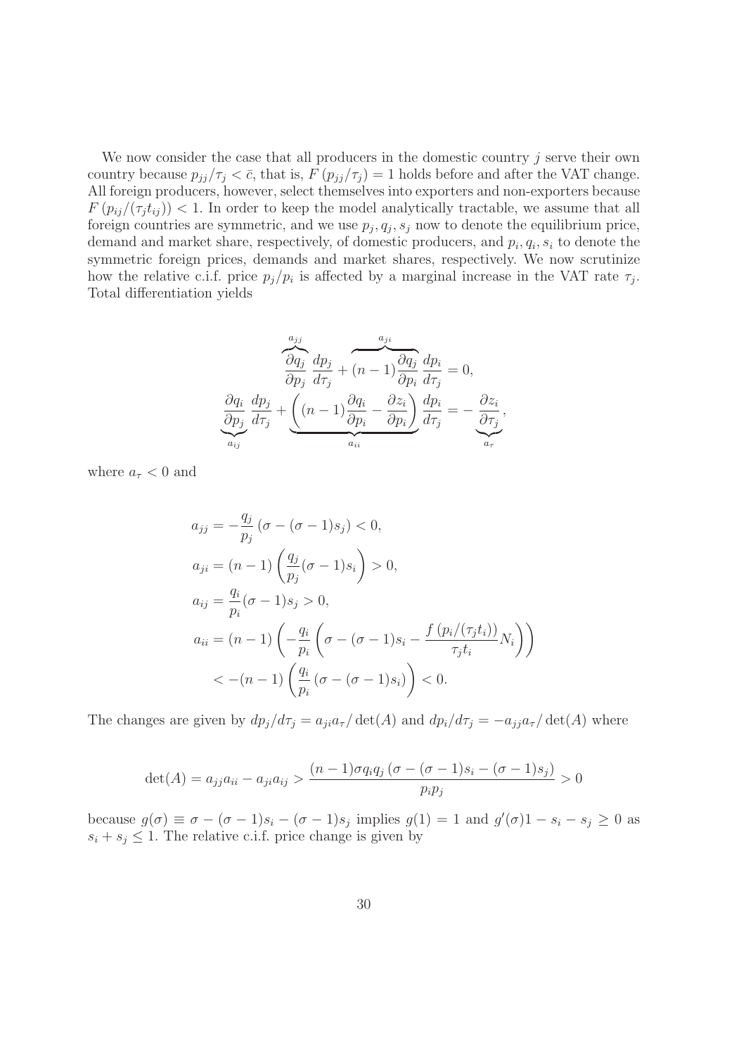We now consider the case that all producers in the domestic country $j$ serve their own country because $p_{jj}/\tau_j < \bar{c}$, that is, $F(p_{jj}/\tau_j) = 1$ holds before and after the VAT change. All foreign producers, however, select themselves into exporters and non-exporters because $F(p_{ij}/(\tau_j t_{ij})) < 1$. In order to keep the model analytically tractable, we assume that all foreign countries are symmetric, and we use $p_j, q_j, s_j$ now to denote the equilibrium price, demand and market share, respectively, of domestic producers, and $p_i, q_i, s_i$ to denote the symmetric foreign prices, demands and market shares, respectively. We now scrutinize how the relative c.i.f. price $p_j/p_i$ is affected by a marginal increase in the VAT rate $\tau_j$. Total differentiation yields

$$
\begin{aligned}
\overbrace{\frac{\partial q_j}{\partial p_j}}^{a_{jj}} \frac{dp_j}{d\tau_j} + \overbrace{(n-1)\frac{\partial q_j}{\partial p_i}}^{a_{ji}} \frac{dp_i}{d\tau_j} &= 0, \\
\underbrace{\frac{\partial q_i}{\partial p_j}}_{a_{ij}} \frac{dp_j}{d\tau_j} + \underbrace{\left((n-1)\frac{\partial q_i}{\partial p_i} - \frac{\partial z_i}{\partial p_i}\right)}_{a_{ii}} \frac{dp_i}{d\tau_j} &= -\underbrace{\frac{\partial z_i}{\partial \tau_j}}_{a_\tau},
\end{aligned}
$$

where $a_\tau < 0$ and

$$
\begin{aligned}
a_{jj} &= -\frac{q_j}{p_j}\left(\sigma - (\sigma-1)s_j\right) < 0, \\
a_{ji} &= (n-1)\left(\frac{q_j}{p_j}(\sigma-1)s_i\right) > 0, \\
a_{ij} &= \frac{q_i}{p_i}(\sigma-1)s_j > 0, \\
a_{ii} &= (n-1)\left(-\frac{q_i}{p_i}\left(\sigma - (\sigma-1)s_i - \frac{f\left(p_i/(\tau_j t_i)\right)}{\tau_j t_i}N_i\right)\right) \\
&< -(n-1)\left(\frac{q_i}{p_i}\left(\sigma - (\sigma-1)s_i\right)\right) < 0.
\end{aligned}
$$

The changes are given by $dp_j/d\tau_j = a_{ji}a_\tau/\det(A)$ and $dp_i/d\tau_j = -a_{jj}a_\tau/\det(A)$ where

$$
\det(A) = a_{jj}a_{ii} - a_{ji}a_{ij} > \frac{(n-1)\sigma q_i q_j \left(\sigma - (\sigma-1)s_i - (\sigma-1)s_j\right)}{p_i p_j} > 0
$$

because $g(\sigma) \equiv \sigma - (\sigma-1)s_i - (\sigma-1)s_j$ implies $g(1) = 1$ and $g'(\sigma)1 - s_i - s_j \geq 0$ as $s_i + s_j \leq 1$. The relative c.i.f. price change is given by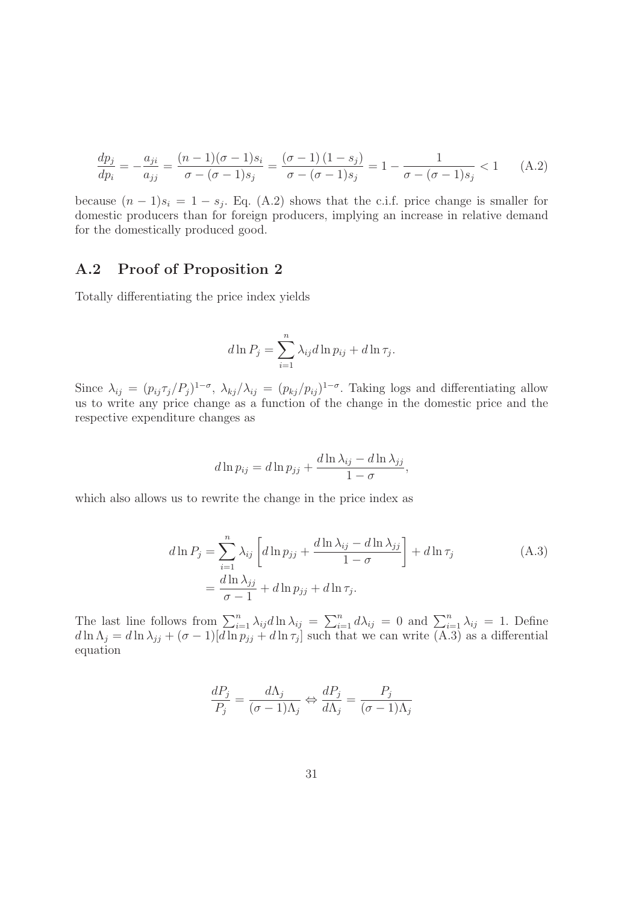$$\frac{dp_j}{dp_i} = -\frac{a_{ji}}{a_{jj}} = \frac{(n-1)(\sigma-1)s_i}{\sigma-(\sigma-1)s_j} = \frac{(\sigma-1)(1-s_j)}{\sigma-(\sigma-1)s_j} = 1 - \frac{1}{\sigma-(\sigma-1)s_j} < 1 \tag{A.2}$$

because $(n-1)s_i = 1 - s_j$. Eq. (A.2) shows that the c.i.f. price change is smaller for domestic producers than for foreign producers, implying an increase in relative demand for the domestically produced good.

## A.2 Proof of Proposition 2

Totally differentiating the price index yields

$$d\ln P_j = \sum_{i=1}^{n} \lambda_{ij} d\ln p_{ij} + d\ln \tau_j.$$

Since $\lambda_{ij} = (p_{ij}\tau_j/P_j)^{1-\sigma}$, $\lambda_{kj}/\lambda_{ij} = (p_{kj}/p_{ij})^{1-\sigma}$. Taking logs and differentiating allow us to write any price change as a function of the change in the domestic price and the respective expenditure changes as

$$d\ln p_{ij} = d\ln p_{jj} + \frac{d\ln \lambda_{ij} - d\ln \lambda_{jj}}{1-\sigma},$$

which also allows us to rewrite the change in the price index as

$$\begin{aligned} d\ln P_j &= \sum_{i=1}^{n} \lambda_{ij} \left[ d\ln p_{jj} + \frac{d\ln \lambda_{ij} - d\ln \lambda_{jj}}{1-\sigma} \right] + d\ln \tau_j \\ &= \frac{d\ln \lambda_{jj}}{\sigma - 1} + d\ln p_{jj} + d\ln \tau_j. \end{aligned} \tag{A.3}$$

The last line follows from $\sum_{i=1}^{n} \lambda_{ij} d\ln \lambda_{ij} = \sum_{i=1}^{n} d\lambda_{ij} = 0$ and $\sum_{i=1}^{n} \lambda_{ij} = 1$. Define $d\ln \Lambda_j = d\ln \lambda_{jj} + (\sigma-1)[d\ln p_{jj} + d\ln \tau_j]$ such that we can write (A.3) as a differential equation

$$\frac{dP_j}{P_j} = \frac{d\Lambda_j}{(\sigma-1)\Lambda_j} \Leftrightarrow \frac{dP_j}{d\Lambda_j} = \frac{P_j}{(\sigma-1)\Lambda_j}$$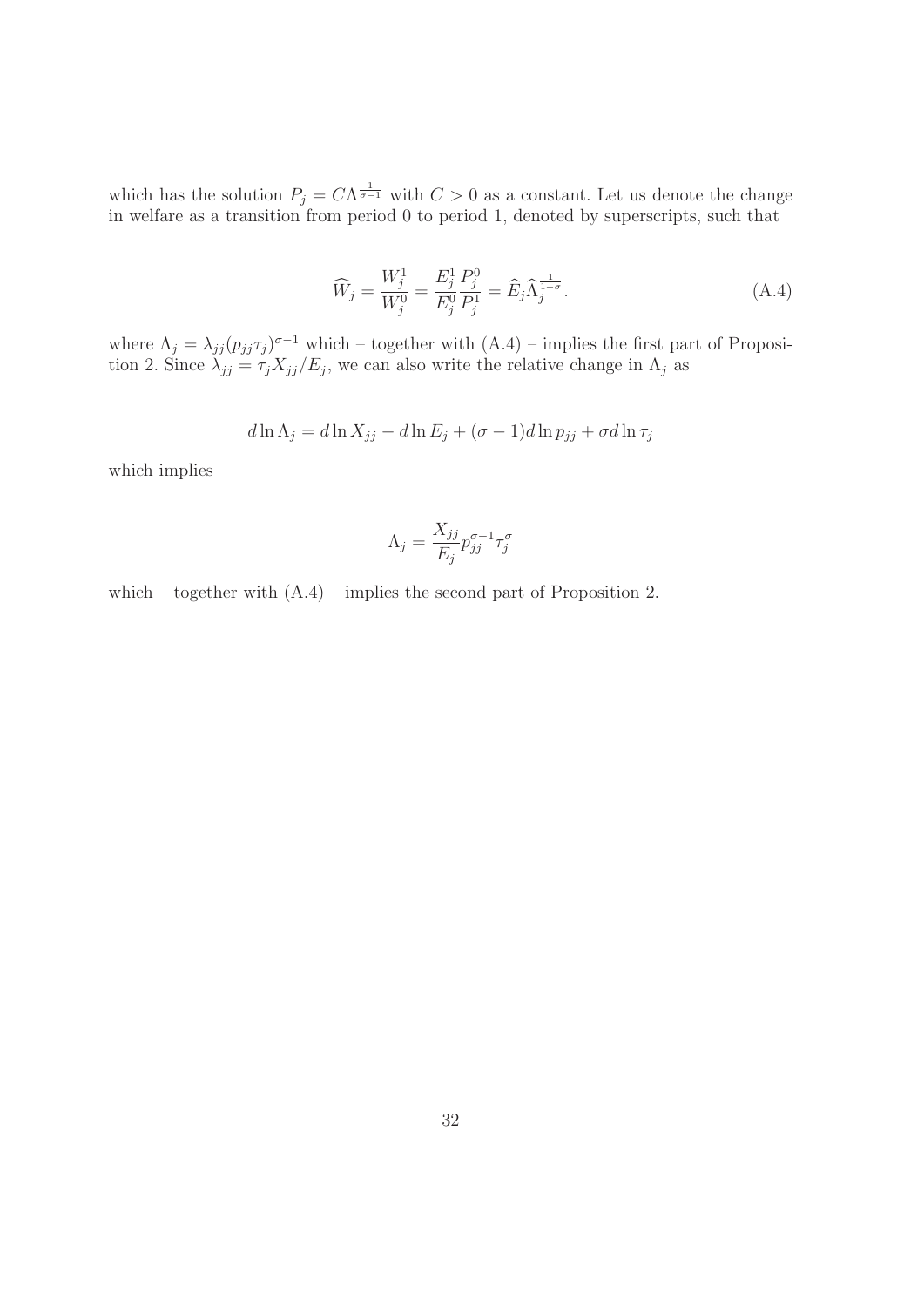which has the solution $P_j = C\Lambda^{\frac{1}{\sigma-1}}$ with $C > 0$ as a constant. Let us denote the change in welfare as a transition from period 0 to period 1, denoted by superscripts, such that

$$\widehat{W}_j = \frac{W_j^1}{W_j^0} = \frac{E_j^1}{E_j^0}\frac{P_j^0}{P_j^1} = \widehat{E}_j \widehat{\Lambda}_j^{\frac{1}{1-\sigma}}. \tag{A.4}$$

where $\Lambda_j = \lambda_{jj}(p_{jj}\tau_j)^{\sigma-1}$ which – together with (A.4) – implies the first part of Proposition 2. Since $\lambda_{jj} = \tau_j X_{jj}/E_j$, we can also write the relative change in $\Lambda_j$ as

$$d\ln\Lambda_j = d\ln X_{jj} - d\ln E_j + (\sigma-1)d\ln p_{jj} + \sigma d\ln\tau_j$$

which implies

$$\Lambda_j = \frac{X_{jj}}{E_j}p_{jj}^{\sigma-1}\tau_j^{\sigma}$$

which – together with (A.4) – implies the second part of Proposition 2.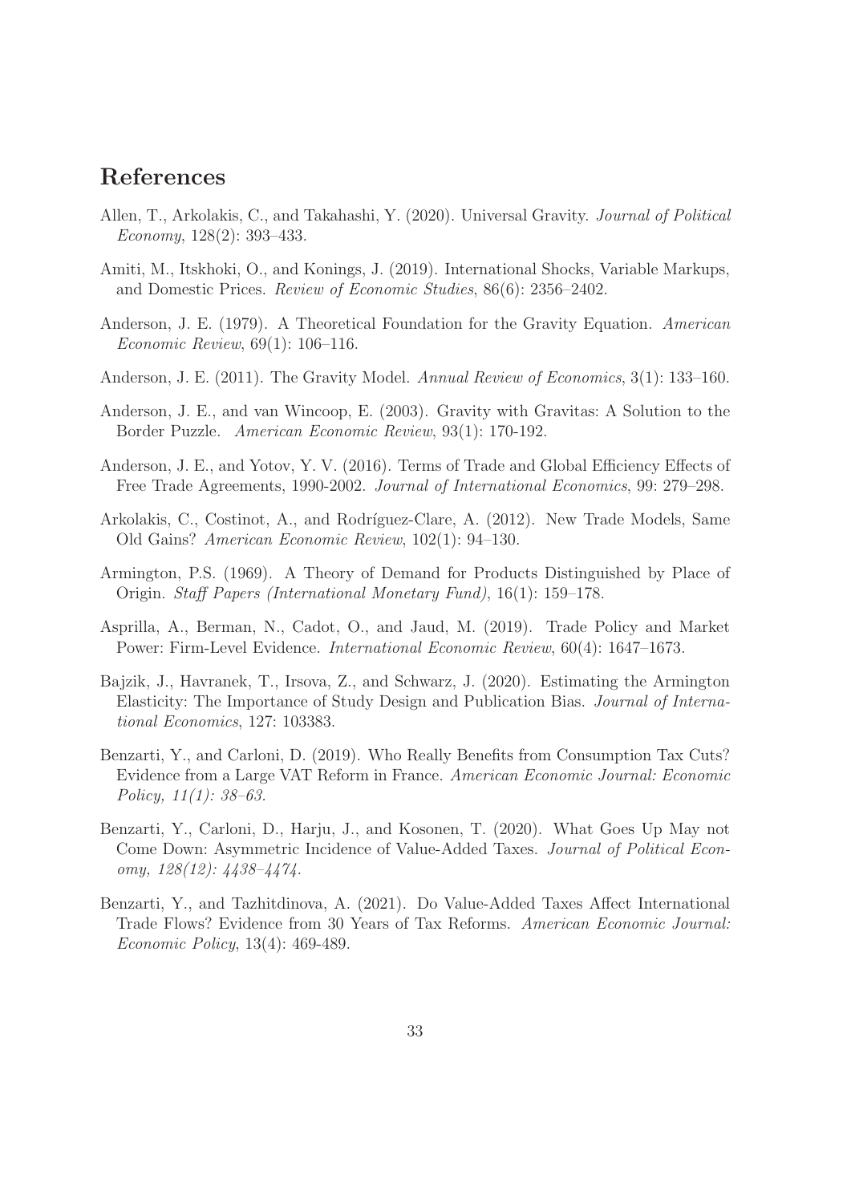# References

Allen, T., Arkolakis, C., and Takahashi, Y. (2020). Universal Gravity. *Journal of Political Economy*, 128(2): 393–433.

Amiti, M., Itskhoki, O., and Konings, J. (2019). International Shocks, Variable Markups, and Domestic Prices. *Review of Economic Studies*, 86(6): 2356–2402.

Anderson, J. E. (1979). A Theoretical Foundation for the Gravity Equation. *American Economic Review*, 69(1): 106–116.

Anderson, J. E. (2011). The Gravity Model. *Annual Review of Economics*, 3(1): 133–160.

Anderson, J. E., and van Wincoop, E. (2003). Gravity with Gravitas: A Solution to the Border Puzzle. *American Economic Review*, 93(1): 170-192.

Anderson, J. E., and Yotov, Y. V. (2016). Terms of Trade and Global Efficiency Effects of Free Trade Agreements, 1990-2002. *Journal of International Economics*, 99: 279–298.

Arkolakis, C., Costinot, A., and Rodríguez-Clare, A. (2012). New Trade Models, Same Old Gains? *American Economic Review*, 102(1): 94–130.

Armington, P.S. (1969). A Theory of Demand for Products Distinguished by Place of Origin. *Staff Papers (International Monetary Fund)*, 16(1): 159–178.

Asprilla, A., Berman, N., Cadot, O., and Jaud, M. (2019). Trade Policy and Market Power: Firm-Level Evidence. *International Economic Review*, 60(4): 1647–1673.

Bajzik, J., Havranek, T., Irsova, Z., and Schwarz, J. (2020). Estimating the Armington Elasticity: The Importance of Study Design and Publication Bias. *Journal of International Economics*, 127: 103383.

Benzarti, Y., and Carloni, D. (2019). Who Really Benefits from Consumption Tax Cuts? Evidence from a Large VAT Reform in France. *American Economic Journal: Economic Policy, 11(1): 38–63.*

Benzarti, Y., Carloni, D., Harju, J., and Kosonen, T. (2020). What Goes Up May not Come Down: Asymmetric Incidence of Value-Added Taxes. *Journal of Political Economy, 128(12): 4438–4474.*

Benzarti, Y., and Tazhitdinova, A. (2021). Do Value-Added Taxes Affect International Trade Flows? Evidence from 30 Years of Tax Reforms. *American Economic Journal: Economic Policy*, 13(4): 469-489.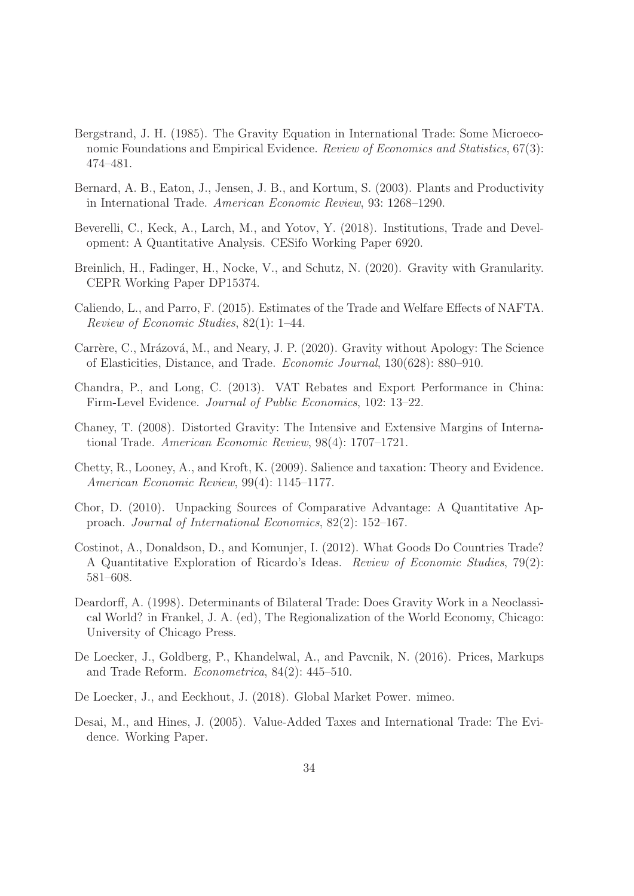Bergstrand, J. H. (1985). The Gravity Equation in International Trade: Some Microeconomic Foundations and Empirical Evidence. *Review of Economics and Statistics*, 67(3): 474–481.

Bernard, A. B., Eaton, J., Jensen, J. B., and Kortum, S. (2003). Plants and Productivity in International Trade. *American Economic Review*, 93: 1268–1290.

Beverelli, C., Keck, A., Larch, M., and Yotov, Y. (2018). Institutions, Trade and Development: A Quantitative Analysis. CESifo Working Paper 6920.

Breinlich, H., Fadinger, H., Nocke, V., and Schutz, N. (2020). Gravity with Granularity. CEPR Working Paper DP15374.

Caliendo, L., and Parro, F. (2015). Estimates of the Trade and Welfare Effects of NAFTA. *Review of Economic Studies*, 82(1): 1–44.

Carrère, C., Mrázová, M., and Neary, J. P. (2020). Gravity without Apology: The Science of Elasticities, Distance, and Trade. *Economic Journal*, 130(628): 880–910.

Chandra, P., and Long, C. (2013). VAT Rebates and Export Performance in China: Firm-Level Evidence. *Journal of Public Economics*, 102: 13–22.

Chaney, T. (2008). Distorted Gravity: The Intensive and Extensive Margins of International Trade. *American Economic Review*, 98(4): 1707–1721.

Chetty, R., Looney, A., and Kroft, K. (2009). Salience and taxation: Theory and Evidence. *American Economic Review*, 99(4): 1145–1177.

Chor, D. (2010). Unpacking Sources of Comparative Advantage: A Quantitative Approach. *Journal of International Economics*, 82(2): 152–167.

Costinot, A., Donaldson, D., and Komunjer, I. (2012). What Goods Do Countries Trade? A Quantitative Exploration of Ricardo's Ideas. *Review of Economic Studies*, 79(2): 581–608.

Deardorff, A. (1998). Determinants of Bilateral Trade: Does Gravity Work in a Neoclassical World? in Frankel, J. A. (ed), The Regionalization of the World Economy, Chicago: University of Chicago Press.

De Loecker, J., Goldberg, P., Khandelwal, A., and Pavcnik, N. (2016). Prices, Markups and Trade Reform. *Econometrica*, 84(2): 445–510.

De Loecker, J., and Eeckhout, J. (2018). Global Market Power. mimeo.

Desai, M., and Hines, J. (2005). Value-Added Taxes and International Trade: The Evidence. Working Paper.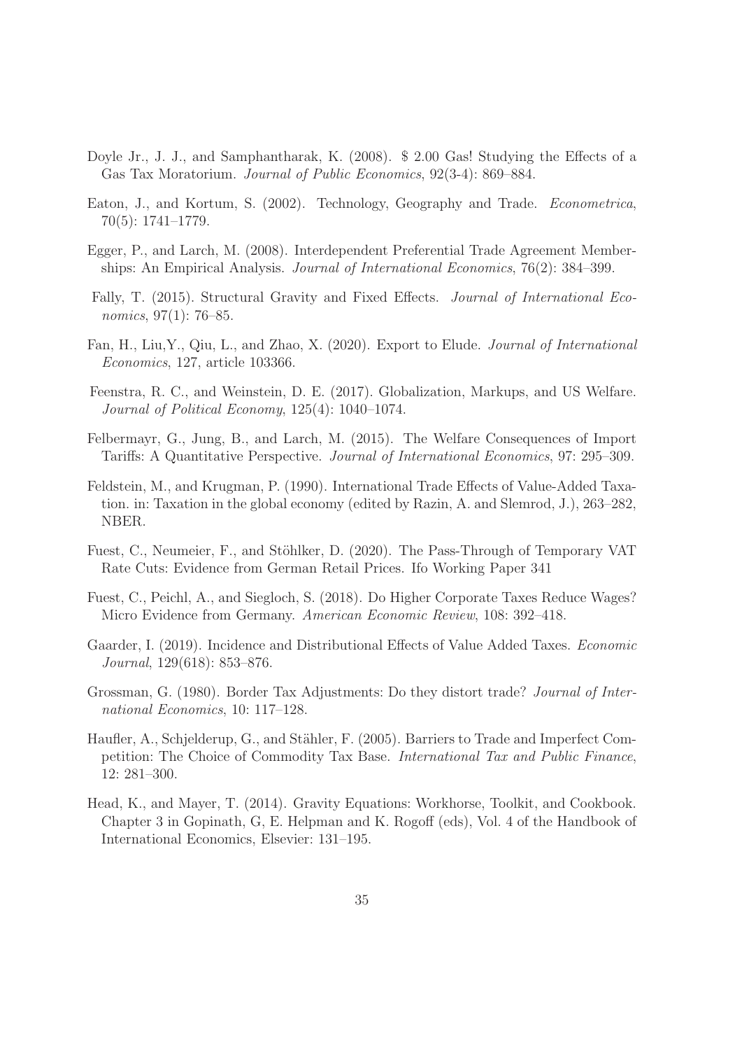Doyle Jr., J. J., and Samphantharak, K. (2008). $ 2.00 Gas! Studying the Effects of a Gas Tax Moratorium. *Journal of Public Economics*, 92(3-4): 869–884.

Eaton, J., and Kortum, S. (2002). Technology, Geography and Trade. *Econometrica*, 70(5): 1741–1779.

Egger, P., and Larch, M. (2008). Interdependent Preferential Trade Agreement Memberships: An Empirical Analysis. *Journal of International Economics*, 76(2): 384–399.

Fally, T. (2015). Structural Gravity and Fixed Effects. *Journal of International Economics*, 97(1): 76–85.

Fan, H., Liu,Y., Qiu, L., and Zhao, X. (2020). Export to Elude. *Journal of International Economics*, 127, article 103366.

Feenstra, R. C., and Weinstein, D. E. (2017). Globalization, Markups, and US Welfare. *Journal of Political Economy*, 125(4): 1040–1074.

Felbermayr, G., Jung, B., and Larch, M. (2015). The Welfare Consequences of Import Tariffs: A Quantitative Perspective. *Journal of International Economics*, 97: 295–309.

Feldstein, M., and Krugman, P. (1990). International Trade Effects of Value-Added Taxation. in: Taxation in the global economy (edited by Razin, A. and Slemrod, J.), 263–282, NBER.

Fuest, C., Neumeier, F., and Stöhlker, D. (2020). The Pass-Through of Temporary VAT Rate Cuts: Evidence from German Retail Prices. Ifo Working Paper 341

Fuest, C., Peichl, A., and Siegloch, S. (2018). Do Higher Corporate Taxes Reduce Wages? Micro Evidence from Germany. *American Economic Review*, 108: 392–418.

Gaarder, I. (2019). Incidence and Distributional Effects of Value Added Taxes. *Economic Journal*, 129(618): 853–876.

Grossman, G. (1980). Border Tax Adjustments: Do they distort trade? *Journal of International Economics*, 10: 117–128.

Haufler, A., Schjelderup, G., and Stähler, F. (2005). Barriers to Trade and Imperfect Competition: The Choice of Commodity Tax Base. *International Tax and Public Finance*, 12: 281–300.

Head, K., and Mayer, T. (2014). Gravity Equations: Workhorse, Toolkit, and Cookbook. Chapter 3 in Gopinath, G, E. Helpman and K. Rogoff (eds), Vol. 4 of the Handbook of International Economics, Elsevier: 131–195.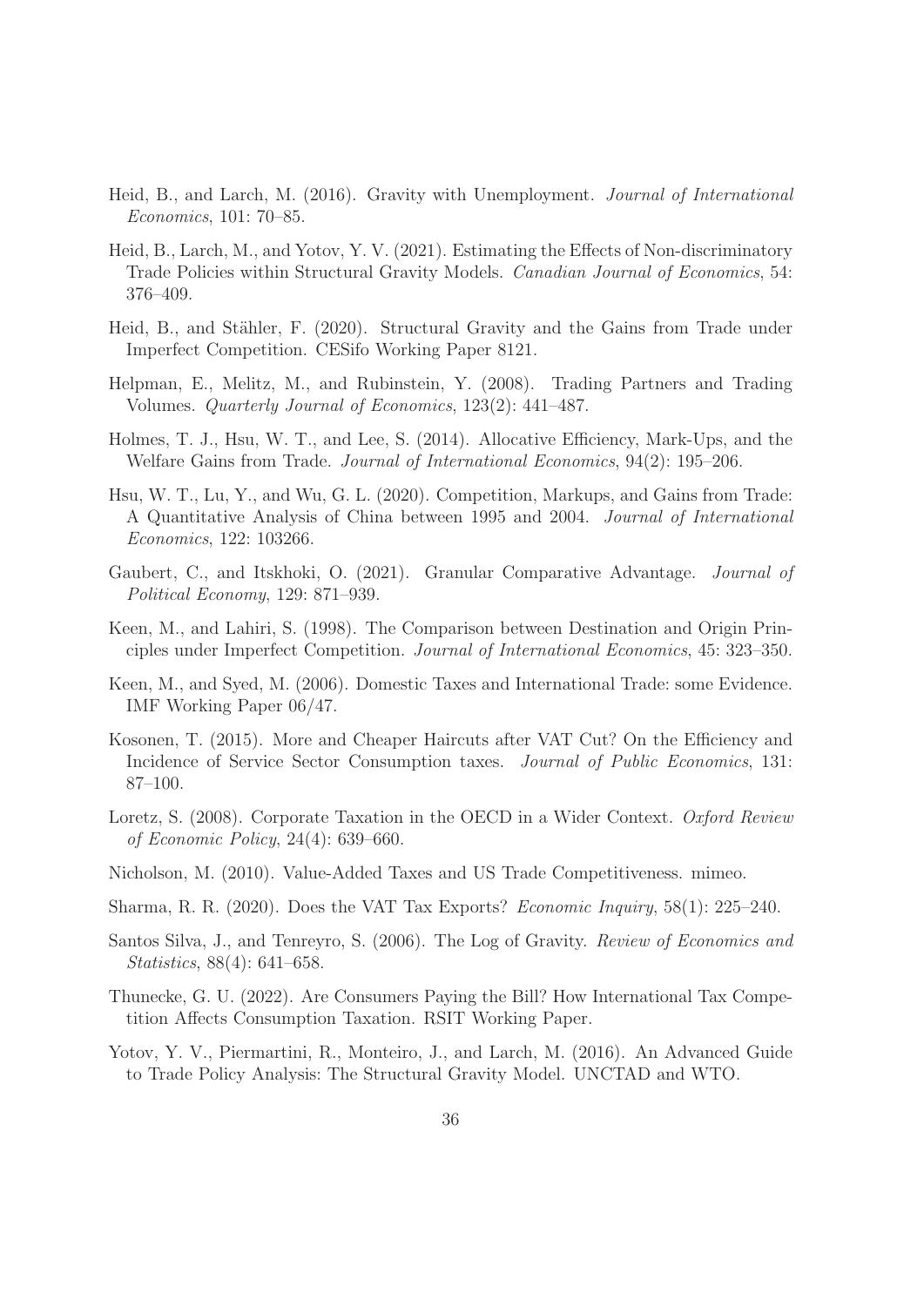Heid, B., and Larch, M. (2016). Gravity with Unemployment. *Journal of International Economics*, 101: 70–85.

Heid, B., Larch, M., and Yotov, Y. V. (2021). Estimating the Effects of Non-discriminatory Trade Policies within Structural Gravity Models. *Canadian Journal of Economics*, 54: 376–409.

Heid, B., and Stähler, F. (2020). Structural Gravity and the Gains from Trade under Imperfect Competition. CESifo Working Paper 8121.

Helpman, E., Melitz, M., and Rubinstein, Y. (2008). Trading Partners and Trading Volumes. *Quarterly Journal of Economics*, 123(2): 441–487.

Holmes, T. J., Hsu, W. T., and Lee, S. (2014). Allocative Efficiency, Mark-Ups, and the Welfare Gains from Trade. *Journal of International Economics*, 94(2): 195–206.

Hsu, W. T., Lu, Y., and Wu, G. L. (2020). Competition, Markups, and Gains from Trade: A Quantitative Analysis of China between 1995 and 2004. *Journal of International Economics*, 122: 103266.

Gaubert, C., and Itskhoki, O. (2021). Granular Comparative Advantage. *Journal of Political Economy*, 129: 871–939.

Keen, M., and Lahiri, S. (1998). The Comparison between Destination and Origin Principles under Imperfect Competition. *Journal of International Economics*, 45: 323–350.

Keen, M., and Syed, M. (2006). Domestic Taxes and International Trade: some Evidence. IMF Working Paper 06/47.

Kosonen, T. (2015). More and Cheaper Haircuts after VAT Cut? On the Efficiency and Incidence of Service Sector Consumption taxes. *Journal of Public Economics*, 131: 87–100.

Loretz, S. (2008). Corporate Taxation in the OECD in a Wider Context. *Oxford Review of Economic Policy*, 24(4): 639–660.

Nicholson, M. (2010). Value-Added Taxes and US Trade Competitiveness. mimeo.

Sharma, R. R. (2020). Does the VAT Tax Exports? *Economic Inquiry*, 58(1): 225–240.

Santos Silva, J., and Tenreyro, S. (2006). The Log of Gravity. *Review of Economics and Statistics*, 88(4): 641–658.

Thunecke, G. U. (2022). Are Consumers Paying the Bill? How International Tax Competition Affects Consumption Taxation. RSIT Working Paper.

Yotov, Y. V., Piermartini, R., Monteiro, J., and Larch, M. (2016). An Advanced Guide to Trade Policy Analysis: The Structural Gravity Model. UNCTAD and WTO.